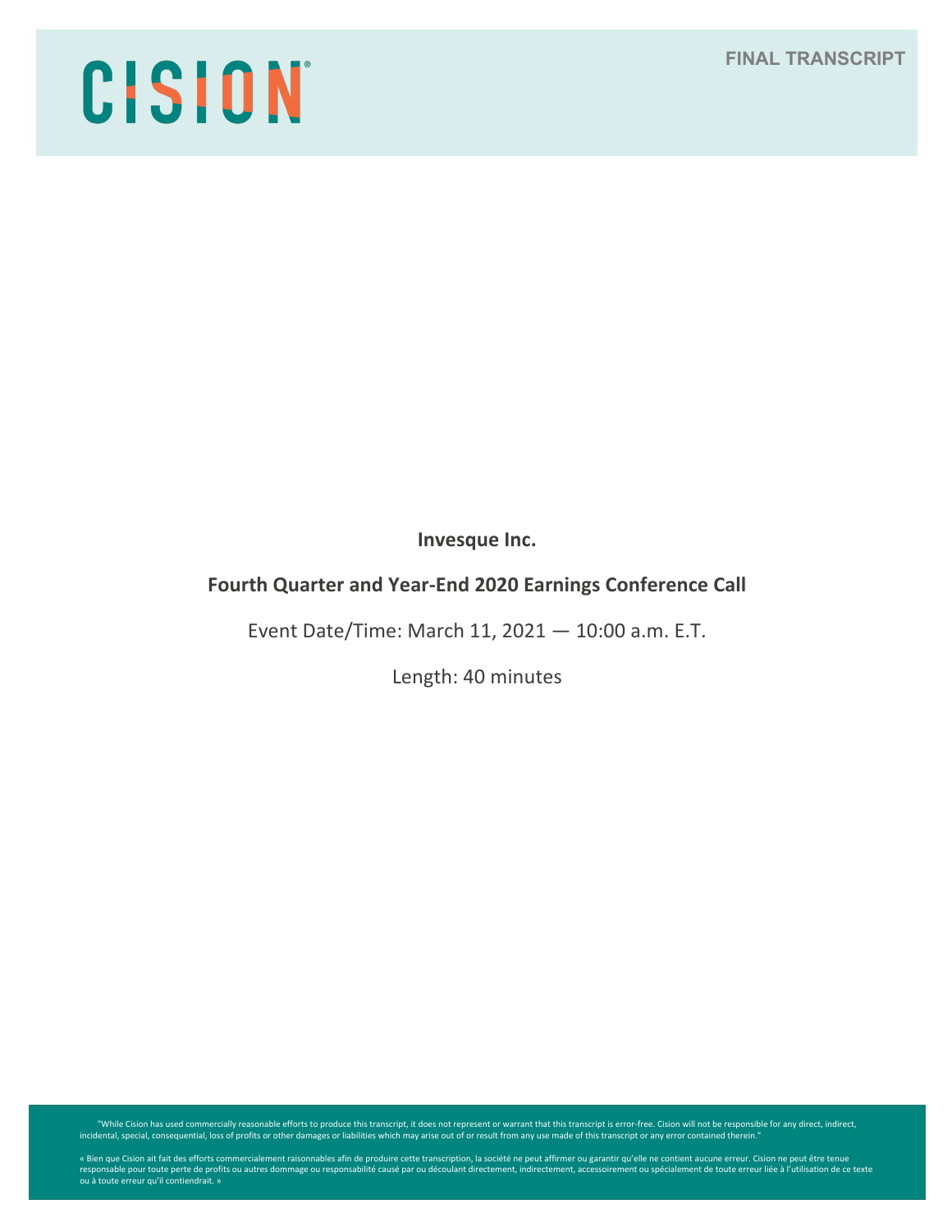CISION

FINAL TRANSCRIPT

**Invesque Inc.**

**Fourth Quarter and Year-End 2020 Earnings Conference Call**

Event Date/Time: March 11, 2021 — 10:00 a.m. E.T.

Length: 40 minutes

"While Cision has used commercially reasonable efforts to produce this transcript, it does not represent or warrant that this transcript is error-free. Cision will not be responsible for any direct, indirect, incidental, special, consequential, loss of profits or other damages or liabilities which may arise out of or result from any use made of this transcript or any error contained therein."

« Bien que Cision ait fait des efforts commercialement raisonnables afin de produire cette transcription, la société ne peut affirmer ou garantir qu'elle ne contient aucune erreur. Cision ne peut être tenue responsable pour toute perte de profits ou autres dommage ou responsabilité causé par ou découlant directement, indirectement, accessoirement ou spécialement de toute erreur liée à l'utilisation de ce texte ou à toute erreur qu'il contiendrait. »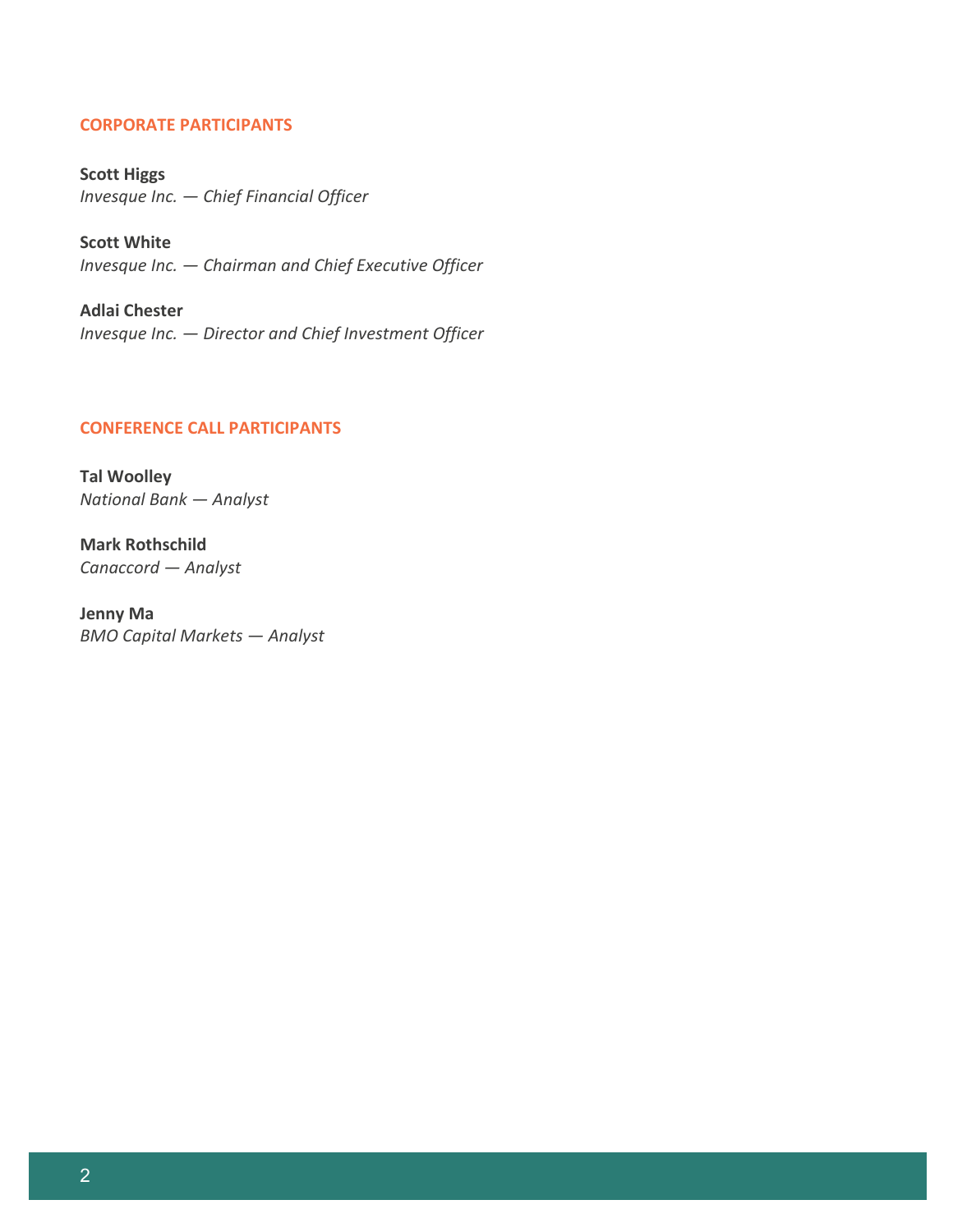## CORPORATE PARTICIPANTS

**Scott Higgs**
*Invesque Inc. — Chief Financial Officer*

**Scott White**
*Invesque Inc. — Chairman and Chief Executive Officer*

**Adlai Chester**
*Invesque Inc. — Director and Chief Investment Officer*

## CONFERENCE CALL PARTICIPANTS

**Tal Woolley**
*National Bank — Analyst*

**Mark Rothschild**
*Canaccord — Analyst*

**Jenny Ma**
*BMO Capital Markets — Analyst*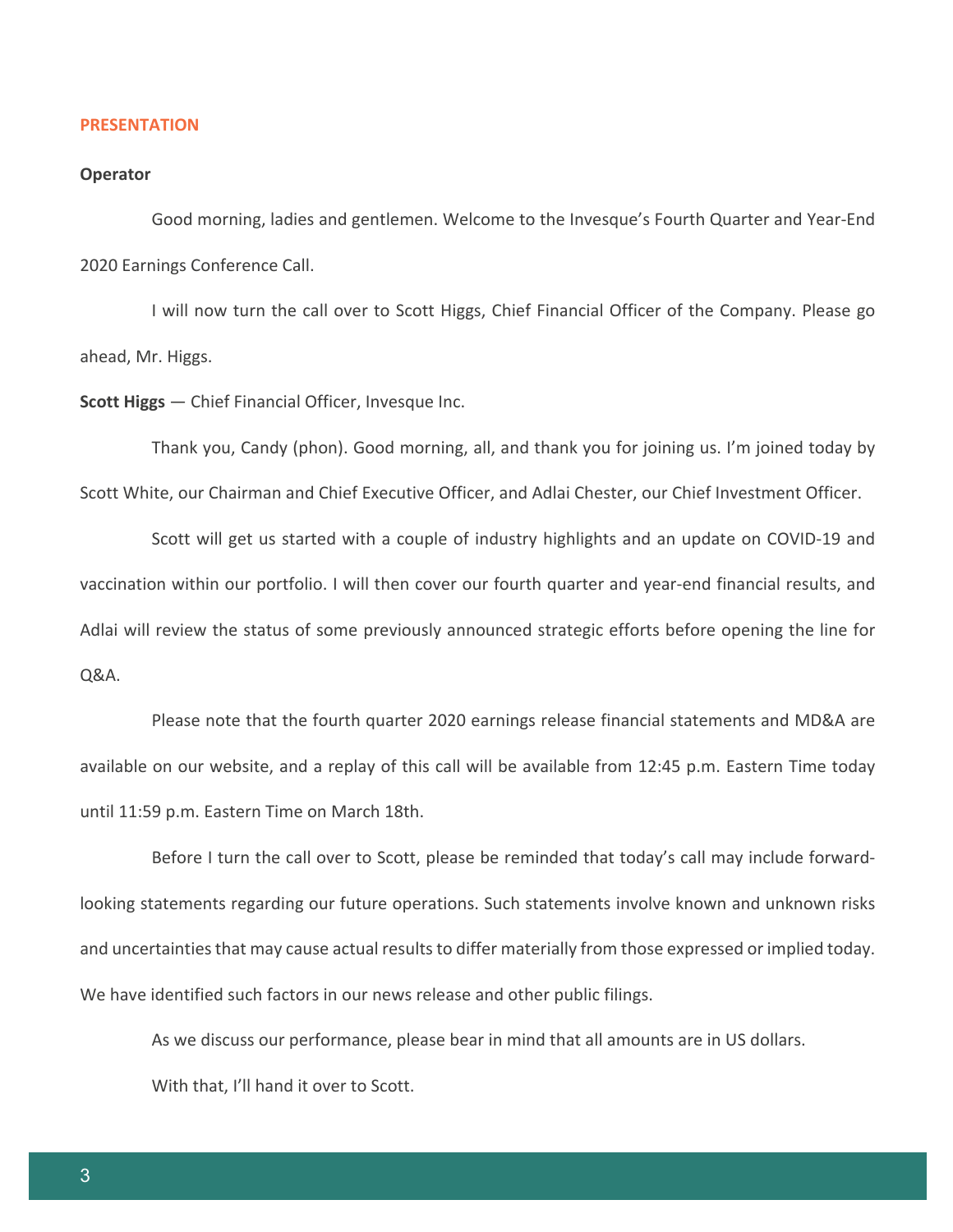## PRESENTATION

**Operator**

Good morning, ladies and gentlemen. Welcome to the Invesque's Fourth Quarter and Year-End 2020 Earnings Conference Call.

I will now turn the call over to Scott Higgs, Chief Financial Officer of the Company. Please go ahead, Mr. Higgs.

**Scott Higgs** — Chief Financial Officer, Invesque Inc.

Thank you, Candy (phon). Good morning, all, and thank you for joining us. I'm joined today by Scott White, our Chairman and Chief Executive Officer, and Adlai Chester, our Chief Investment Officer.

Scott will get us started with a couple of industry highlights and an update on COVID-19 and vaccination within our portfolio. I will then cover our fourth quarter and year-end financial results, and Adlai will review the status of some previously announced strategic efforts before opening the line for Q&A.

Please note that the fourth quarter 2020 earnings release financial statements and MD&A are available on our website, and a replay of this call will be available from 12:45 p.m. Eastern Time today until 11:59 p.m. Eastern Time on March 18th.

Before I turn the call over to Scott, please be reminded that today's call may include forward-looking statements regarding our future operations. Such statements involve known and unknown risks and uncertainties that may cause actual results to differ materially from those expressed or implied today. We have identified such factors in our news release and other public filings.

As we discuss our performance, please bear in mind that all amounts are in US dollars.

With that, I'll hand it over to Scott.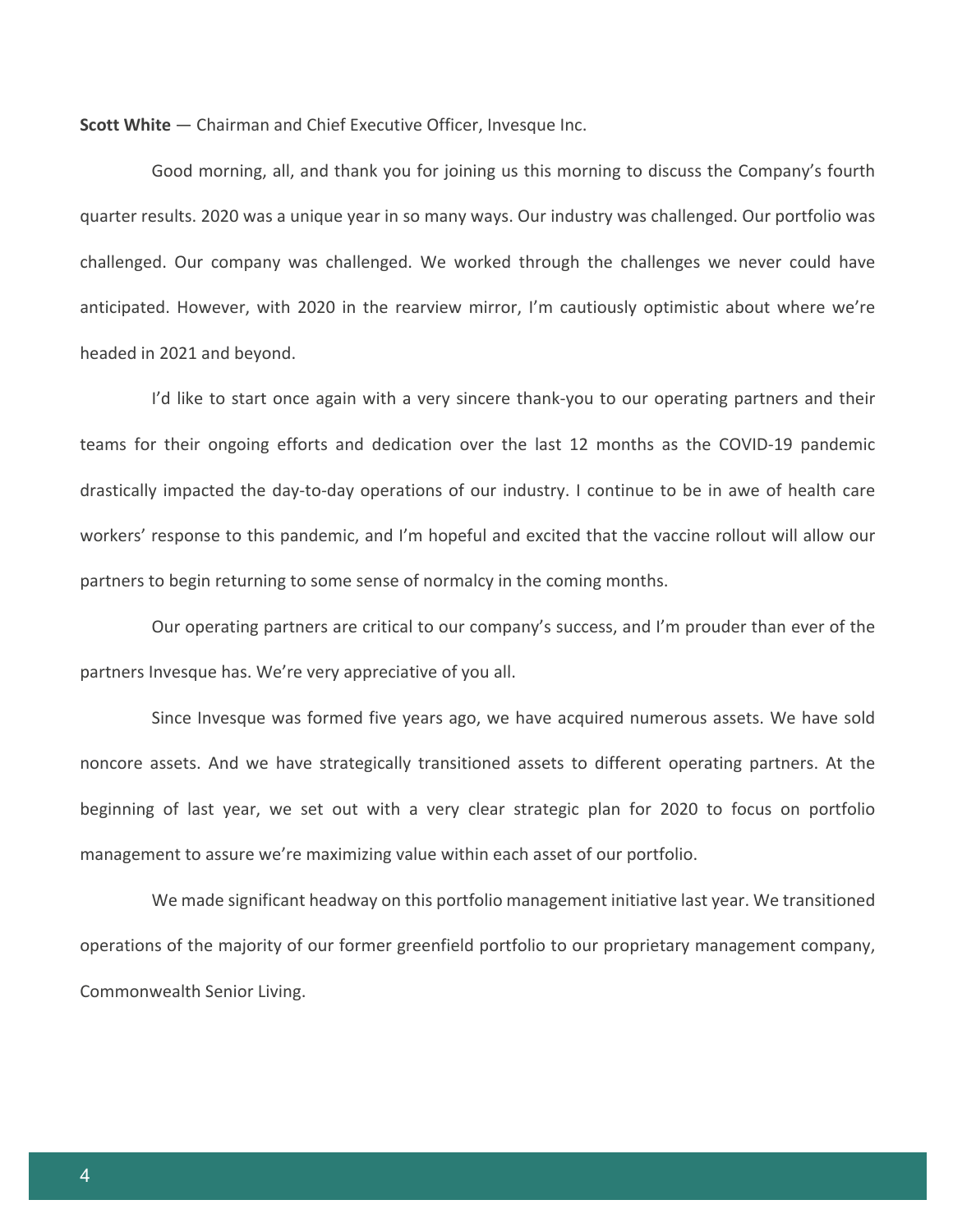**Scott White** — Chairman and Chief Executive Officer, Invesque Inc.

Good morning, all, and thank you for joining us this morning to discuss the Company's fourth quarter results. 2020 was a unique year in so many ways. Our industry was challenged. Our portfolio was challenged. Our company was challenged. We worked through the challenges we never could have anticipated. However, with 2020 in the rearview mirror, I'm cautiously optimistic about where we're headed in 2021 and beyond.

I'd like to start once again with a very sincere thank-you to our operating partners and their teams for their ongoing efforts and dedication over the last 12 months as the COVID-19 pandemic drastically impacted the day-to-day operations of our industry. I continue to be in awe of health care workers' response to this pandemic, and I'm hopeful and excited that the vaccine rollout will allow our partners to begin returning to some sense of normalcy in the coming months.

Our operating partners are critical to our company's success, and I'm prouder than ever of the partners Invesque has. We're very appreciative of you all.

Since Invesque was formed five years ago, we have acquired numerous assets. We have sold noncore assets. And we have strategically transitioned assets to different operating partners. At the beginning of last year, we set out with a very clear strategic plan for 2020 to focus on portfolio management to assure we're maximizing value within each asset of our portfolio.

We made significant headway on this portfolio management initiative last year. We transitioned operations of the majority of our former greenfield portfolio to our proprietary management company, Commonwealth Senior Living.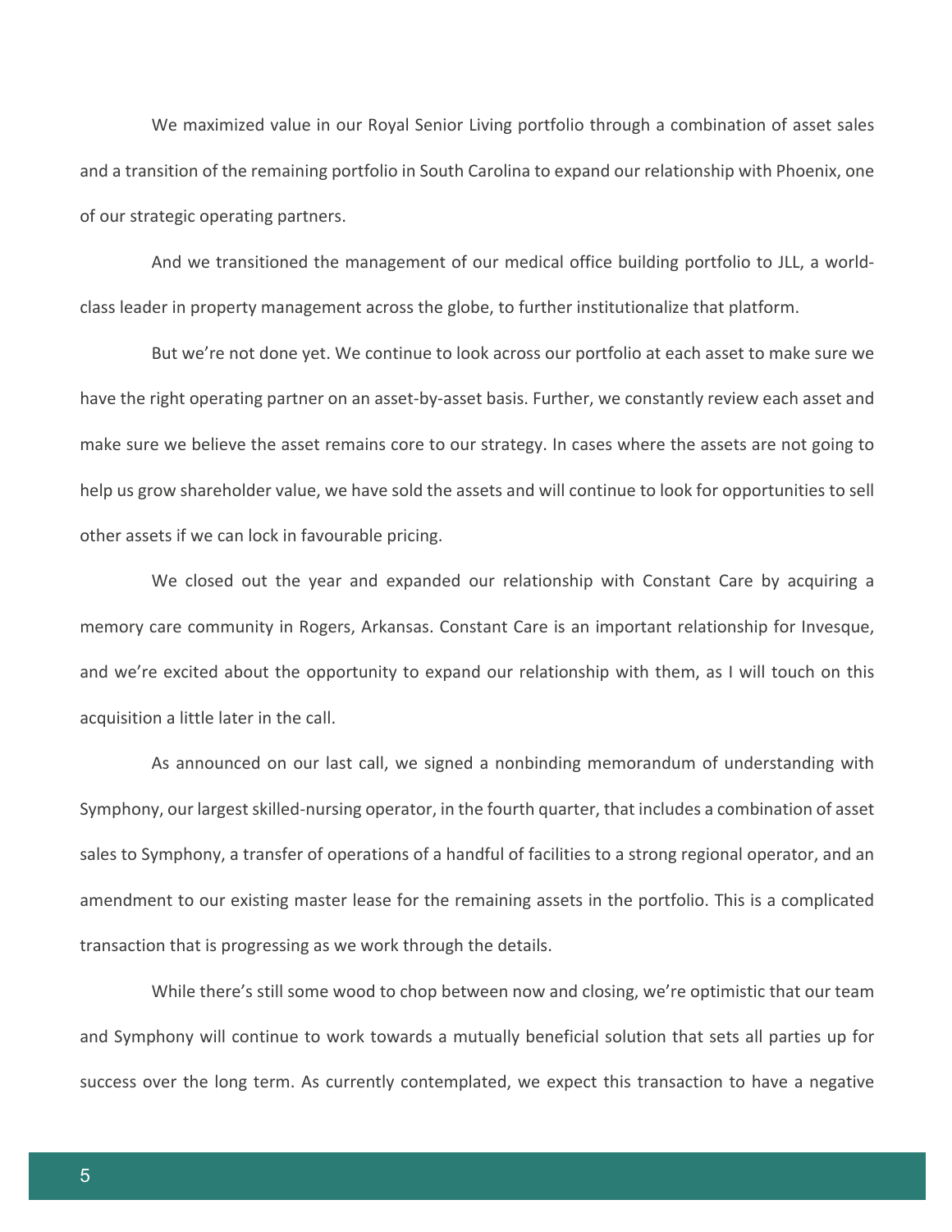We maximized value in our Royal Senior Living portfolio through a combination of asset sales and a transition of the remaining portfolio in South Carolina to expand our relationship with Phoenix, one of our strategic operating partners.

And we transitioned the management of our medical office building portfolio to JLL, a world-class leader in property management across the globe, to further institutionalize that platform.

But we're not done yet. We continue to look across our portfolio at each asset to make sure we have the right operating partner on an asset-by-asset basis. Further, we constantly review each asset and make sure we believe the asset remains core to our strategy. In cases where the assets are not going to help us grow shareholder value, we have sold the assets and will continue to look for opportunities to sell other assets if we can lock in favourable pricing.

We closed out the year and expanded our relationship with Constant Care by acquiring a memory care community in Rogers, Arkansas. Constant Care is an important relationship for Invesque, and we're excited about the opportunity to expand our relationship with them, as I will touch on this acquisition a little later in the call.

As announced on our last call, we signed a nonbinding memorandum of understanding with Symphony, our largest skilled-nursing operator, in the fourth quarter, that includes a combination of asset sales to Symphony, a transfer of operations of a handful of facilities to a strong regional operator, and an amendment to our existing master lease for the remaining assets in the portfolio. This is a complicated transaction that is progressing as we work through the details.

While there's still some wood to chop between now and closing, we're optimistic that our team and Symphony will continue to work towards a mutually beneficial solution that sets all parties up for success over the long term. As currently contemplated, we expect this transaction to have a negative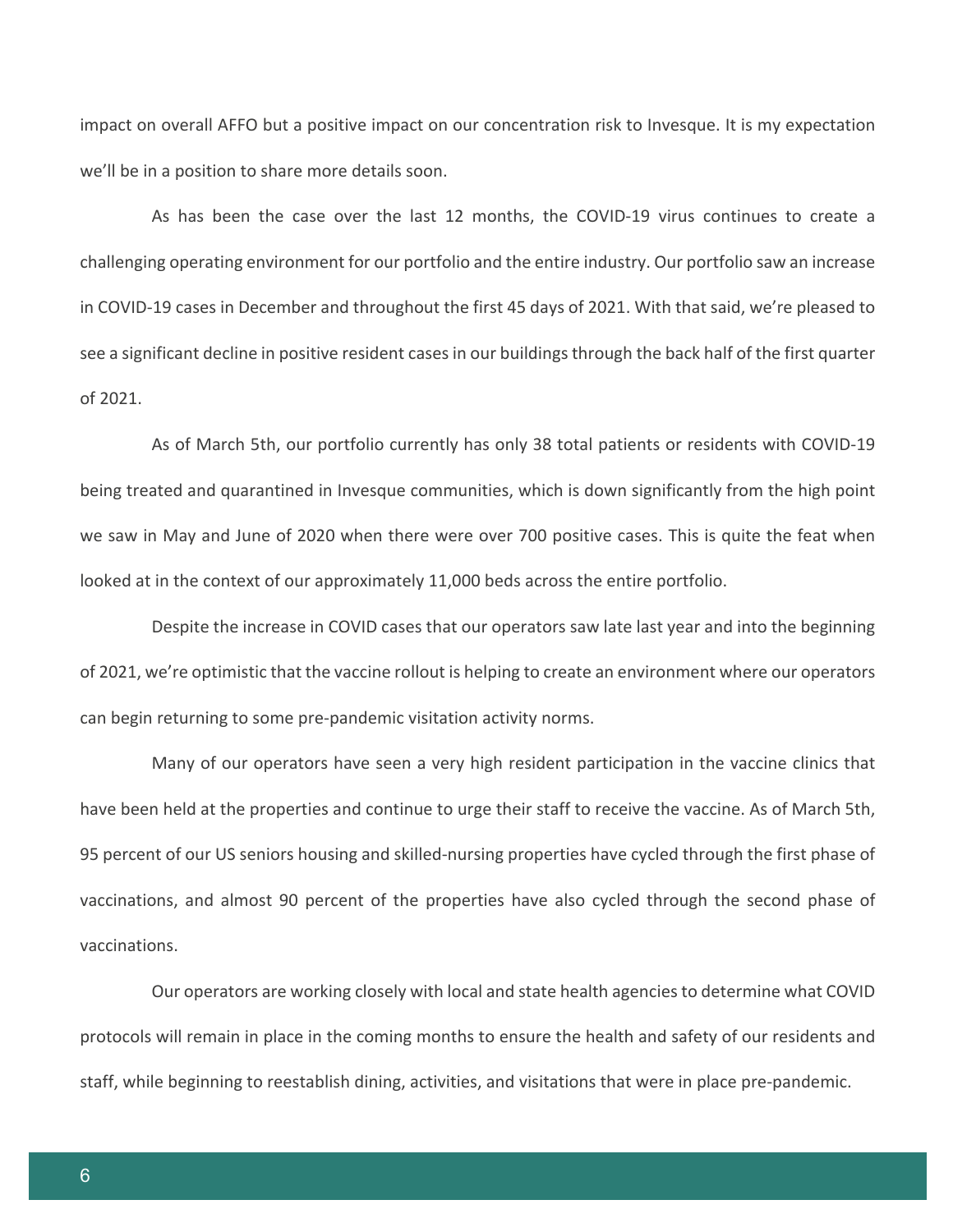impact on overall AFFO but a positive impact on our concentration risk to Invesque. It is my expectation we'll be in a position to share more details soon.

As has been the case over the last 12 months, the COVID-19 virus continues to create a challenging operating environment for our portfolio and the entire industry. Our portfolio saw an increase in COVID-19 cases in December and throughout the first 45 days of 2021. With that said, we're pleased to see a significant decline in positive resident cases in our buildings through the back half of the first quarter of 2021.

As of March 5th, our portfolio currently has only 38 total patients or residents with COVID-19 being treated and quarantined in Invesque communities, which is down significantly from the high point we saw in May and June of 2020 when there were over 700 positive cases. This is quite the feat when looked at in the context of our approximately 11,000 beds across the entire portfolio.

Despite the increase in COVID cases that our operators saw late last year and into the beginning of 2021, we're optimistic that the vaccine rollout is helping to create an environment where our operators can begin returning to some pre-pandemic visitation activity norms.

Many of our operators have seen a very high resident participation in the vaccine clinics that have been held at the properties and continue to urge their staff to receive the vaccine. As of March 5th, 95 percent of our US seniors housing and skilled-nursing properties have cycled through the first phase of vaccinations, and almost 90 percent of the properties have also cycled through the second phase of vaccinations.

Our operators are working closely with local and state health agencies to determine what COVID protocols will remain in place in the coming months to ensure the health and safety of our residents and staff, while beginning to reestablish dining, activities, and visitations that were in place pre-pandemic.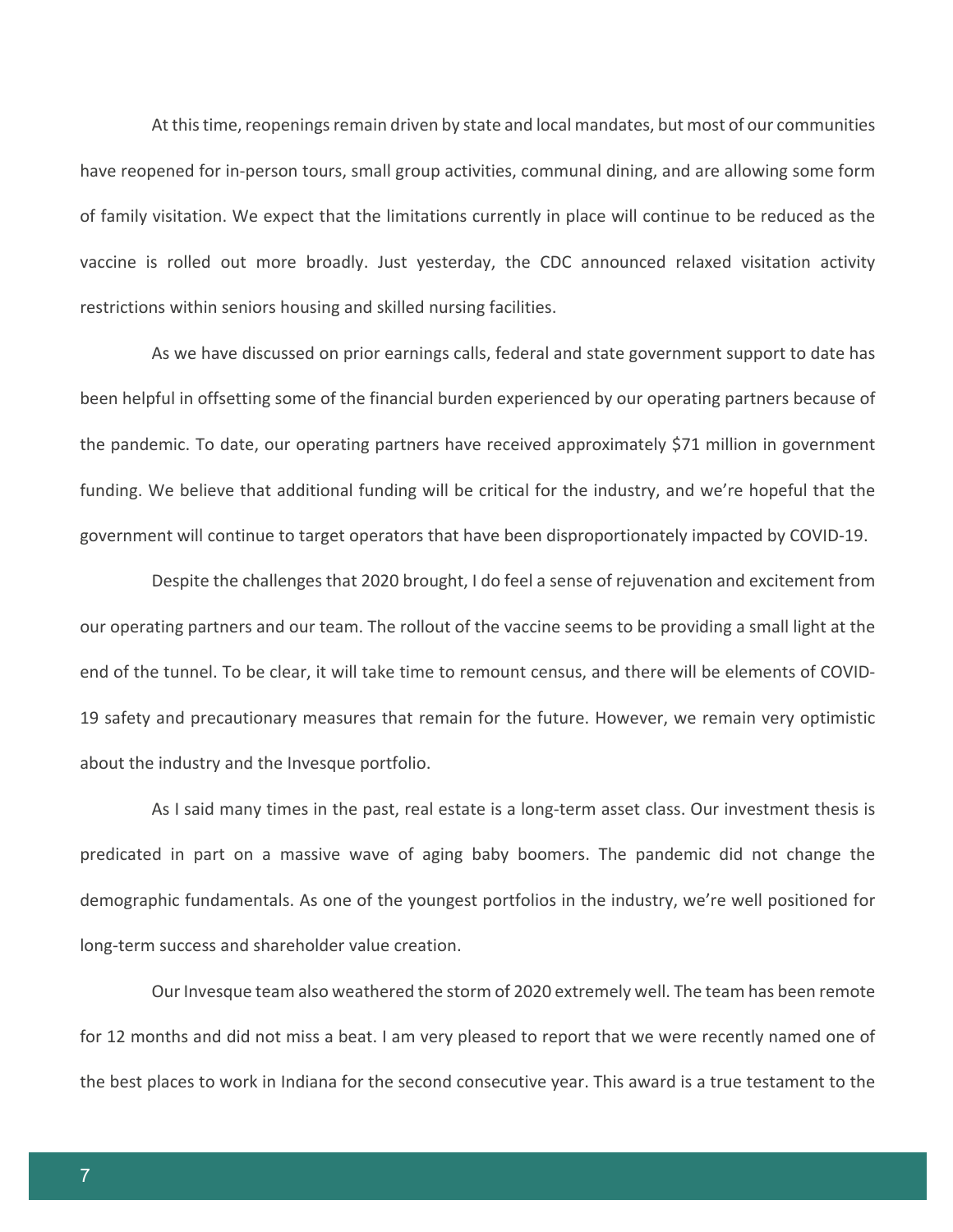At this time, reopenings remain driven by state and local mandates, but most of our communities have reopened for in-person tours, small group activities, communal dining, and are allowing some form of family visitation. We expect that the limitations currently in place will continue to be reduced as the vaccine is rolled out more broadly. Just yesterday, the CDC announced relaxed visitation activity restrictions within seniors housing and skilled nursing facilities.

As we have discussed on prior earnings calls, federal and state government support to date has been helpful in offsetting some of the financial burden experienced by our operating partners because of the pandemic. To date, our operating partners have received approximately $71 million in government funding. We believe that additional funding will be critical for the industry, and we're hopeful that the government will continue to target operators that have been disproportionately impacted by COVID-19.

Despite the challenges that 2020 brought, I do feel a sense of rejuvenation and excitement from our operating partners and our team. The rollout of the vaccine seems to be providing a small light at the end of the tunnel. To be clear, it will take time to remount census, and there will be elements of COVID-19 safety and precautionary measures that remain for the future. However, we remain very optimistic about the industry and the Invesque portfolio.

As I said many times in the past, real estate is a long-term asset class. Our investment thesis is predicated in part on a massive wave of aging baby boomers. The pandemic did not change the demographic fundamentals. As one of the youngest portfolios in the industry, we're well positioned for long-term success and shareholder value creation.

Our Invesque team also weathered the storm of 2020 extremely well. The team has been remote for 12 months and did not miss a beat. I am very pleased to report that we were recently named one of the best places to work in Indiana for the second consecutive year. This award is a true testament to the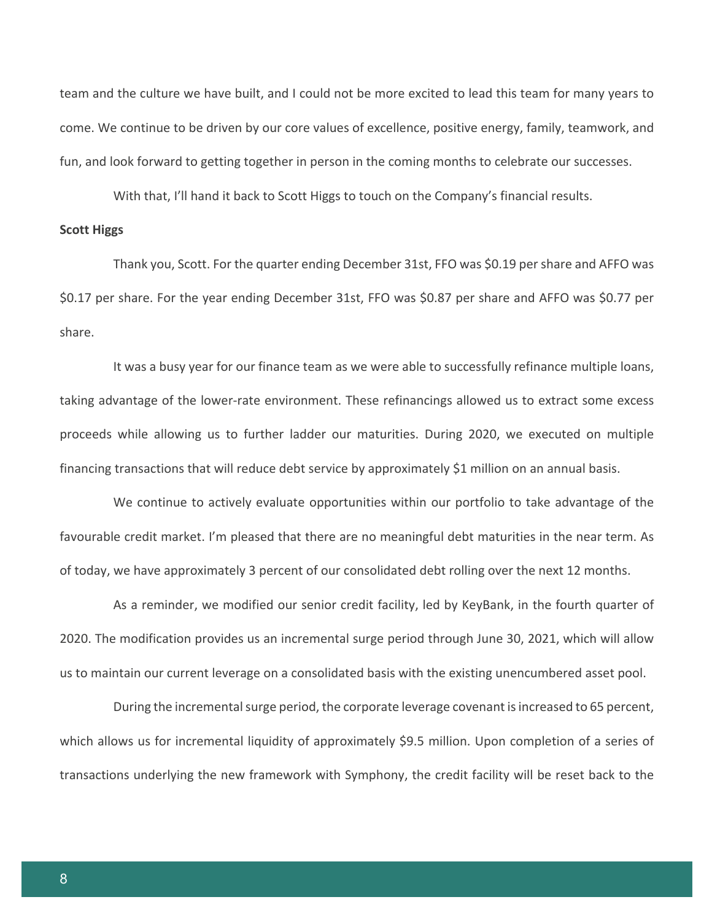team and the culture we have built, and I could not be more excited to lead this team for many years to come. We continue to be driven by our core values of excellence, positive energy, family, teamwork, and fun, and look forward to getting together in person in the coming months to celebrate our successes.

With that, I'll hand it back to Scott Higgs to touch on the Company's financial results.

**Scott Higgs**

Thank you, Scott. For the quarter ending December 31st, FFO was $0.19 per share and AFFO was $0.17 per share. For the year ending December 31st, FFO was $0.87 per share and AFFO was $0.77 per share.

It was a busy year for our finance team as we were able to successfully refinance multiple loans, taking advantage of the lower-rate environment. These refinancings allowed us to extract some excess proceeds while allowing us to further ladder our maturities. During 2020, we executed on multiple financing transactions that will reduce debt service by approximately $1 million on an annual basis.

We continue to actively evaluate opportunities within our portfolio to take advantage of the favourable credit market. I'm pleased that there are no meaningful debt maturities in the near term. As of today, we have approximately 3 percent of our consolidated debt rolling over the next 12 months.

As a reminder, we modified our senior credit facility, led by KeyBank, in the fourth quarter of 2020. The modification provides us an incremental surge period through June 30, 2021, which will allow us to maintain our current leverage on a consolidated basis with the existing unencumbered asset pool.

During the incremental surge period, the corporate leverage covenant is increased to 65 percent, which allows us for incremental liquidity of approximately $9.5 million. Upon completion of a series of transactions underlying the new framework with Symphony, the credit facility will be reset back to the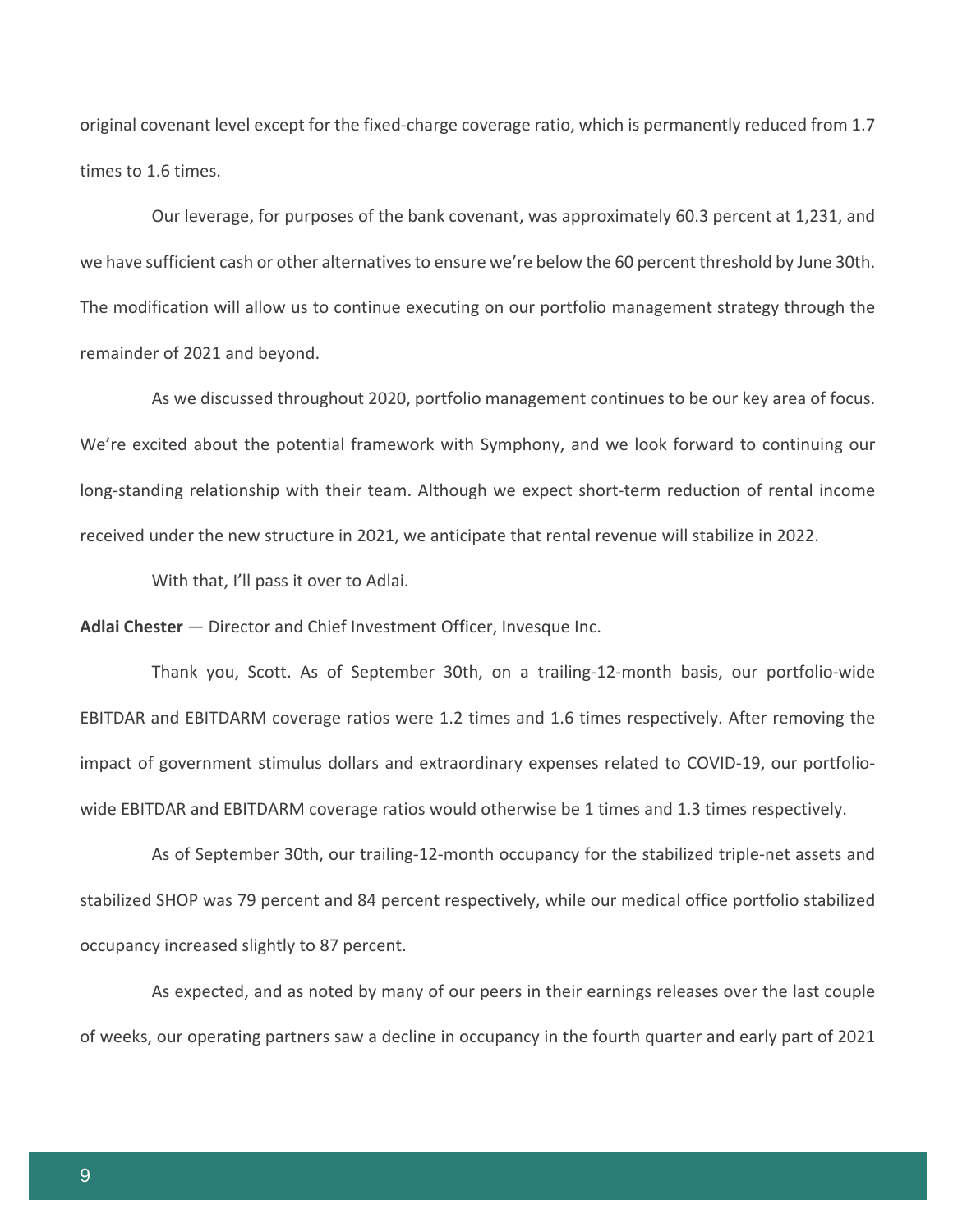original covenant level except for the fixed-charge coverage ratio, which is permanently reduced from 1.7 times to 1.6 times.

Our leverage, for purposes of the bank covenant, was approximately 60.3 percent at 1,231, and we have sufficient cash or other alternatives to ensure we're below the 60 percent threshold by June 30th. The modification will allow us to continue executing on our portfolio management strategy through the remainder of 2021 and beyond.

As we discussed throughout 2020, portfolio management continues to be our key area of focus. We're excited about the potential framework with Symphony, and we look forward to continuing our long-standing relationship with their team. Although we expect short-term reduction of rental income received under the new structure in 2021, we anticipate that rental revenue will stabilize in 2022.

With that, I'll pass it over to Adlai.

**Adlai Chester** — Director and Chief Investment Officer, Invesque Inc.

Thank you, Scott. As of September 30th, on a trailing-12-month basis, our portfolio-wide EBITDAR and EBITDARM coverage ratios were 1.2 times and 1.6 times respectively. After removing the impact of government stimulus dollars and extraordinary expenses related to COVID-19, our portfolio-wide EBITDAR and EBITDARM coverage ratios would otherwise be 1 times and 1.3 times respectively.

As of September 30th, our trailing-12-month occupancy for the stabilized triple-net assets and stabilized SHOP was 79 percent and 84 percent respectively, while our medical office portfolio stabilized occupancy increased slightly to 87 percent.

As expected, and as noted by many of our peers in their earnings releases over the last couple of weeks, our operating partners saw a decline in occupancy in the fourth quarter and early part of 2021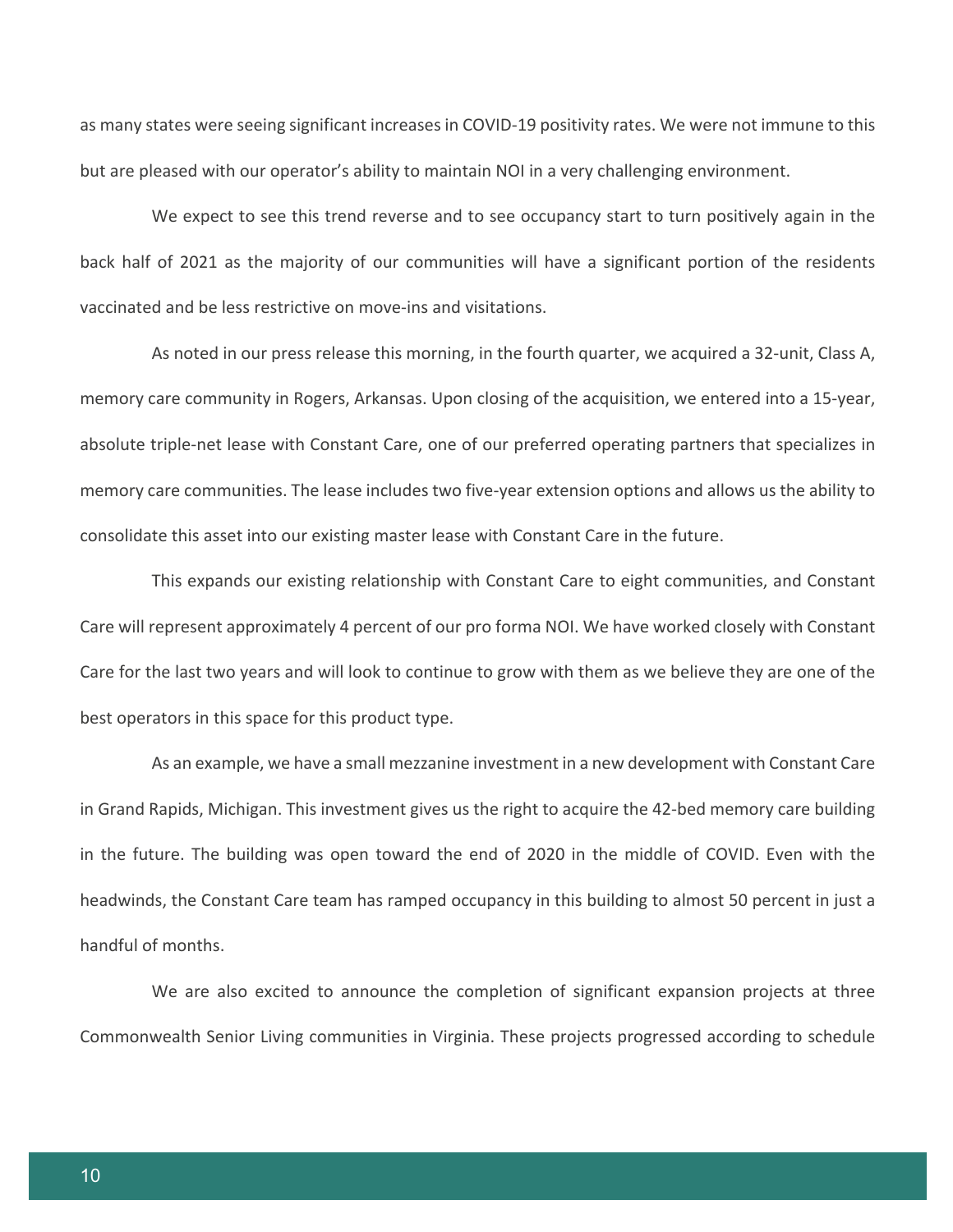as many states were seeing significant increases in COVID-19 positivity rates. We were not immune to this but are pleased with our operator's ability to maintain NOI in a very challenging environment.

We expect to see this trend reverse and to see occupancy start to turn positively again in the back half of 2021 as the majority of our communities will have a significant portion of the residents vaccinated and be less restrictive on move-ins and visitations.

As noted in our press release this morning, in the fourth quarter, we acquired a 32-unit, Class A, memory care community in Rogers, Arkansas. Upon closing of the acquisition, we entered into a 15-year, absolute triple-net lease with Constant Care, one of our preferred operating partners that specializes in memory care communities. The lease includes two five-year extension options and allows us the ability to consolidate this asset into our existing master lease with Constant Care in the future.

This expands our existing relationship with Constant Care to eight communities, and Constant Care will represent approximately 4 percent of our pro forma NOI. We have worked closely with Constant Care for the last two years and will look to continue to grow with them as we believe they are one of the best operators in this space for this product type.

As an example, we have a small mezzanine investment in a new development with Constant Care in Grand Rapids, Michigan. This investment gives us the right to acquire the 42-bed memory care building in the future. The building was open toward the end of 2020 in the middle of COVID. Even with the headwinds, the Constant Care team has ramped occupancy in this building to almost 50 percent in just a handful of months.

We are also excited to announce the completion of significant expansion projects at three Commonwealth Senior Living communities in Virginia. These projects progressed according to schedule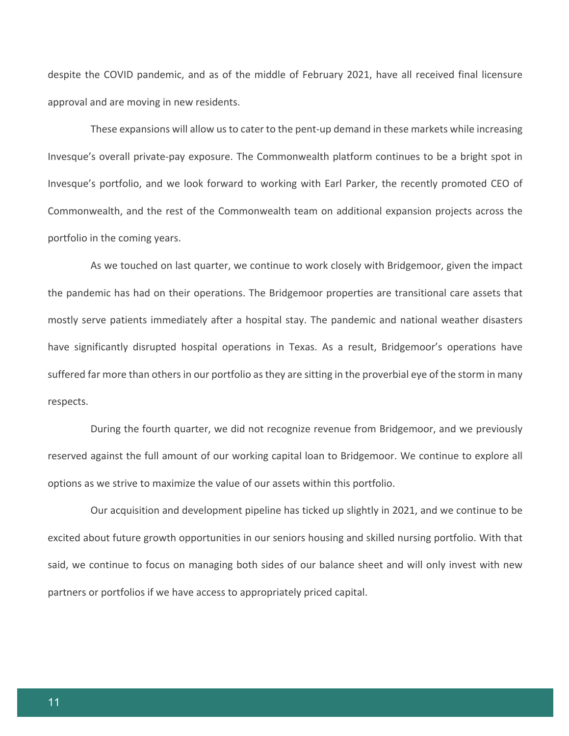despite the COVID pandemic, and as of the middle of February 2021, have all received final licensure approval and are moving in new residents.

These expansions will allow us to cater to the pent-up demand in these markets while increasing Invesque's overall private-pay exposure. The Commonwealth platform continues to be a bright spot in Invesque's portfolio, and we look forward to working with Earl Parker, the recently promoted CEO of Commonwealth, and the rest of the Commonwealth team on additional expansion projects across the portfolio in the coming years.

As we touched on last quarter, we continue to work closely with Bridgemoor, given the impact the pandemic has had on their operations. The Bridgemoor properties are transitional care assets that mostly serve patients immediately after a hospital stay. The pandemic and national weather disasters have significantly disrupted hospital operations in Texas. As a result, Bridgemoor's operations have suffered far more than others in our portfolio as they are sitting in the proverbial eye of the storm in many respects.

During the fourth quarter, we did not recognize revenue from Bridgemoor, and we previously reserved against the full amount of our working capital loan to Bridgemoor. We continue to explore all options as we strive to maximize the value of our assets within this portfolio.

Our acquisition and development pipeline has ticked up slightly in 2021, and we continue to be excited about future growth opportunities in our seniors housing and skilled nursing portfolio. With that said, we continue to focus on managing both sides of our balance sheet and will only invest with new partners or portfolios if we have access to appropriately priced capital.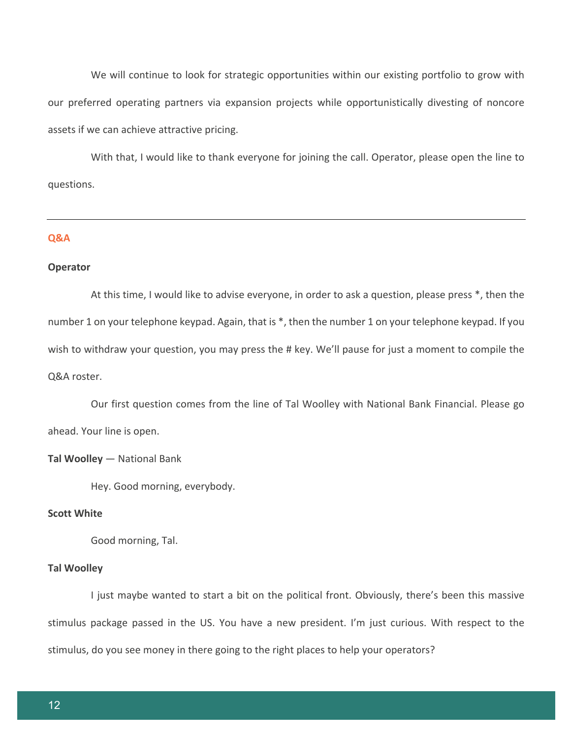We will continue to look for strategic opportunities within our existing portfolio to grow with our preferred operating partners via expansion projects while opportunistically divesting of noncore assets if we can achieve attractive pricing.

With that, I would like to thank everyone for joining the call. Operator, please open the line to questions.

---

## Q&A

**Operator**

At this time, I would like to advise everyone, in order to ask a question, please press *, then the number 1 on your telephone keypad. Again, that is *, then the number 1 on your telephone keypad. If you wish to withdraw your question, you may press the # key. We'll pause for just a moment to compile the Q&A roster.

Our first question comes from the line of Tal Woolley with National Bank Financial. Please go ahead. Your line is open.

**Tal Woolley** — National Bank

Hey. Good morning, everybody.

**Scott White**

Good morning, Tal.

**Tal Woolley**

I just maybe wanted to start a bit on the political front. Obviously, there's been this massive stimulus package passed in the US. You have a new president. I'm just curious. With respect to the stimulus, do you see money in there going to the right places to help your operators?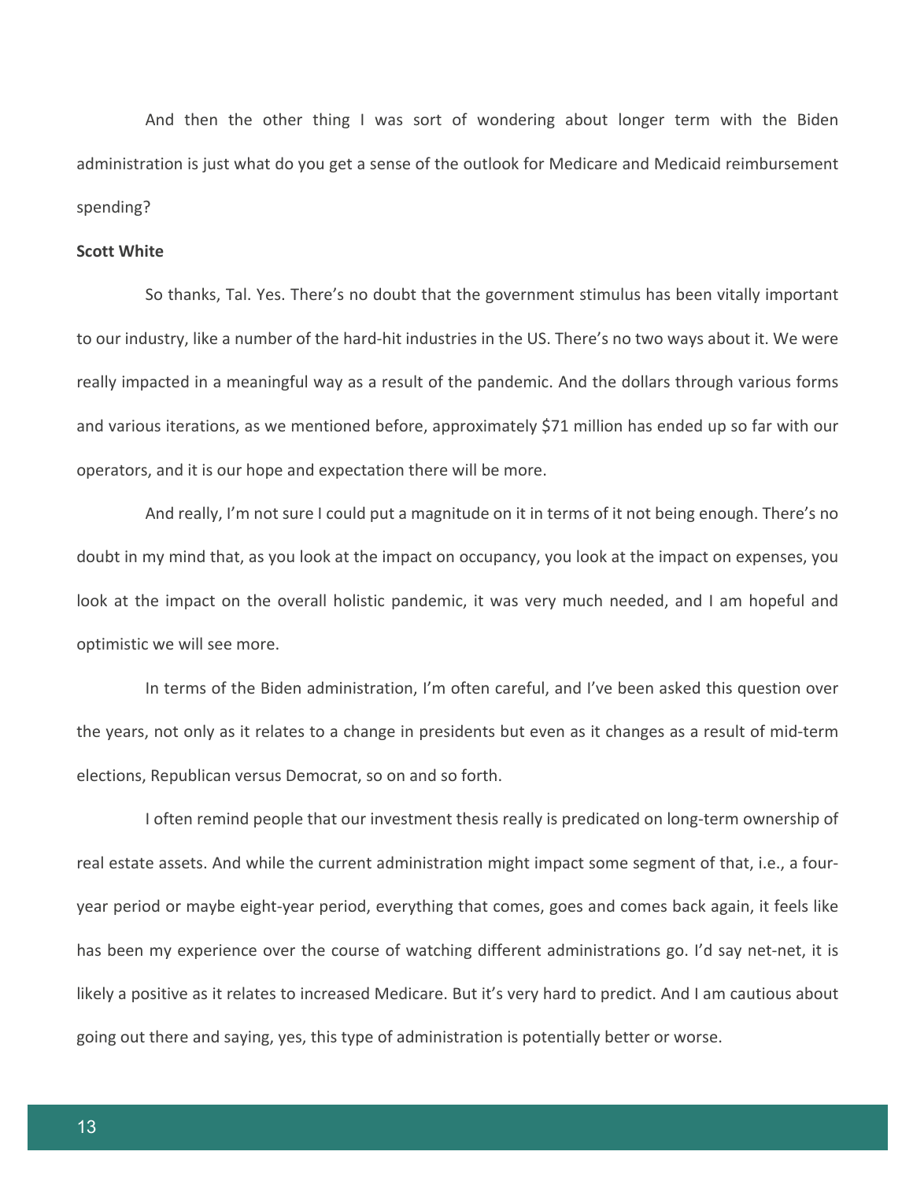And then the other thing I was sort of wondering about longer term with the Biden administration is just what do you get a sense of the outlook for Medicare and Medicaid reimbursement spending?

**Scott White**

So thanks, Tal. Yes. There's no doubt that the government stimulus has been vitally important to our industry, like a number of the hard-hit industries in the US. There's no two ways about it. We were really impacted in a meaningful way as a result of the pandemic. And the dollars through various forms and various iterations, as we mentioned before, approximately $71 million has ended up so far with our operators, and it is our hope and expectation there will be more.

And really, I'm not sure I could put a magnitude on it in terms of it not being enough. There's no doubt in my mind that, as you look at the impact on occupancy, you look at the impact on expenses, you look at the impact on the overall holistic pandemic, it was very much needed, and I am hopeful and optimistic we will see more.

In terms of the Biden administration, I'm often careful, and I've been asked this question over the years, not only as it relates to a change in presidents but even as it changes as a result of mid-term elections, Republican versus Democrat, so on and so forth.

I often remind people that our investment thesis really is predicated on long-term ownership of real estate assets. And while the current administration might impact some segment of that, i.e., a four-year period or maybe eight-year period, everything that comes, goes and comes back again, it feels like has been my experience over the course of watching different administrations go. I'd say net-net, it is likely a positive as it relates to increased Medicare. But it's very hard to predict. And I am cautious about going out there and saying, yes, this type of administration is potentially better or worse.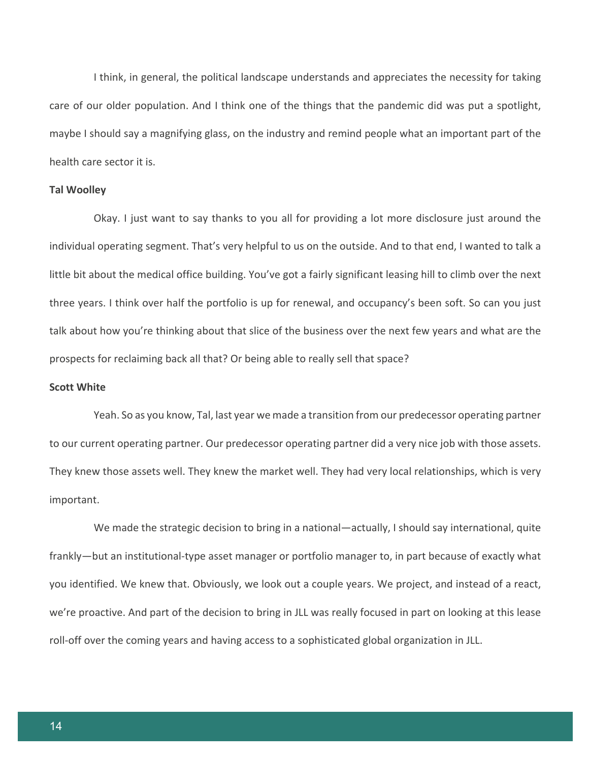I think, in general, the political landscape understands and appreciates the necessity for taking care of our older population. And I think one of the things that the pandemic did was put a spotlight, maybe I should say a magnifying glass, on the industry and remind people what an important part of the health care sector it is.

**Tal Woolley**

Okay. I just want to say thanks to you all for providing a lot more disclosure just around the individual operating segment. That's very helpful to us on the outside. And to that end, I wanted to talk a little bit about the medical office building. You've got a fairly significant leasing hill to climb over the next three years. I think over half the portfolio is up for renewal, and occupancy's been soft. So can you just talk about how you're thinking about that slice of the business over the next few years and what are the prospects for reclaiming back all that? Or being able to really sell that space?

**Scott White**

Yeah. So as you know, Tal, last year we made a transition from our predecessor operating partner to our current operating partner. Our predecessor operating partner did a very nice job with those assets. They knew those assets well. They knew the market well. They had very local relationships, which is very important.

We made the strategic decision to bring in a national—actually, I should say international, quite frankly—but an institutional-type asset manager or portfolio manager to, in part because of exactly what you identified. We knew that. Obviously, we look out a couple years. We project, and instead of a react, we're proactive. And part of the decision to bring in JLL was really focused in part on looking at this lease roll-off over the coming years and having access to a sophisticated global organization in JLL.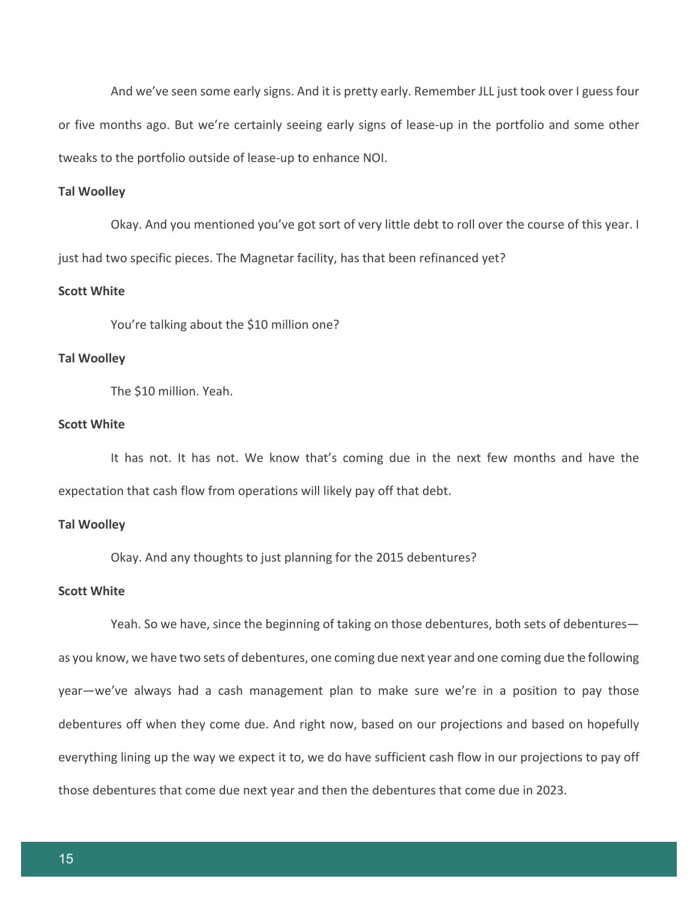And we've seen some early signs. And it is pretty early. Remember JLL just took over I guess four or five months ago. But we're certainly seeing early signs of lease-up in the portfolio and some other tweaks to the portfolio outside of lease-up to enhance NOI.

**Tal Woolley**

Okay. And you mentioned you've got sort of very little debt to roll over the course of this year. I just had two specific pieces. The Magnetar facility, has that been refinanced yet?

**Scott White**

You're talking about the $10 million one?

**Tal Woolley**

The $10 million. Yeah.

**Scott White**

It has not. It has not. We know that's coming due in the next few months and have the expectation that cash flow from operations will likely pay off that debt.

**Tal Woolley**

Okay. And any thoughts to just planning for the 2015 debentures?

**Scott White**

Yeah. So we have, since the beginning of taking on those debentures, both sets of debentures—as you know, we have two sets of debentures, one coming due next year and one coming due the following year—we've always had a cash management plan to make sure we're in a position to pay those debentures off when they come due. And right now, based on our projections and based on hopefully everything lining up the way we expect it to, we do have sufficient cash flow in our projections to pay off those debentures that come due next year and then the debentures that come due in 2023.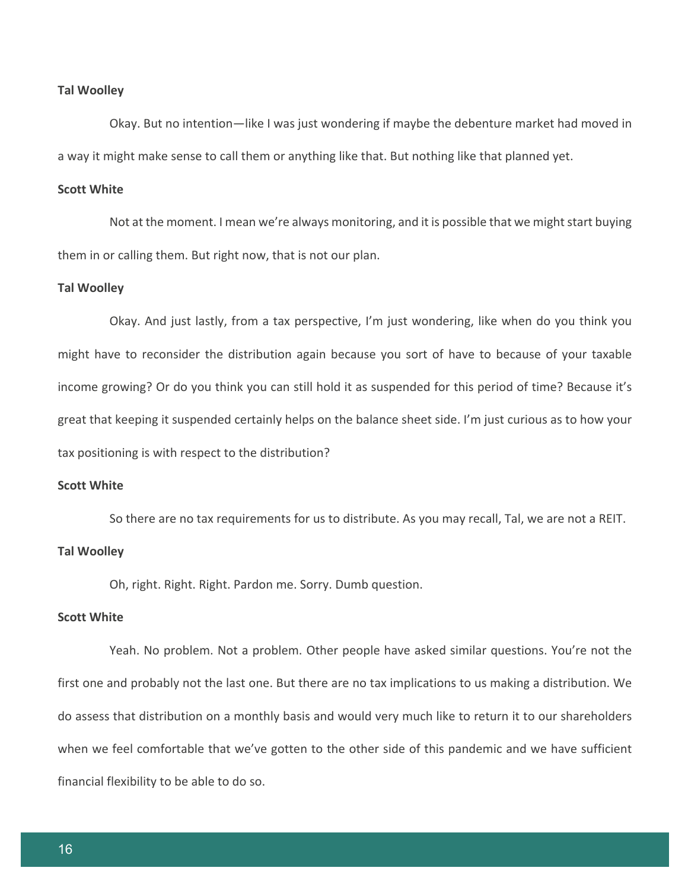**Tal Woolley**

Okay. But no intention—like I was just wondering if maybe the debenture market had moved in a way it might make sense to call them or anything like that. But nothing like that planned yet.

**Scott White**

Not at the moment. I mean we're always monitoring, and it is possible that we might start buying them in or calling them. But right now, that is not our plan.

**Tal Woolley**

Okay. And just lastly, from a tax perspective, I'm just wondering, like when do you think you might have to reconsider the distribution again because you sort of have to because of your taxable income growing? Or do you think you can still hold it as suspended for this period of time? Because it's great that keeping it suspended certainly helps on the balance sheet side. I'm just curious as to how your tax positioning is with respect to the distribution?

**Scott White**

So there are no tax requirements for us to distribute. As you may recall, Tal, we are not a REIT.

**Tal Woolley**

Oh, right. Right. Right. Pardon me. Sorry. Dumb question.

**Scott White**

Yeah. No problem. Not a problem. Other people have asked similar questions. You're not the first one and probably not the last one. But there are no tax implications to us making a distribution. We do assess that distribution on a monthly basis and would very much like to return it to our shareholders when we feel comfortable that we've gotten to the other side of this pandemic and we have sufficient financial flexibility to be able to do so.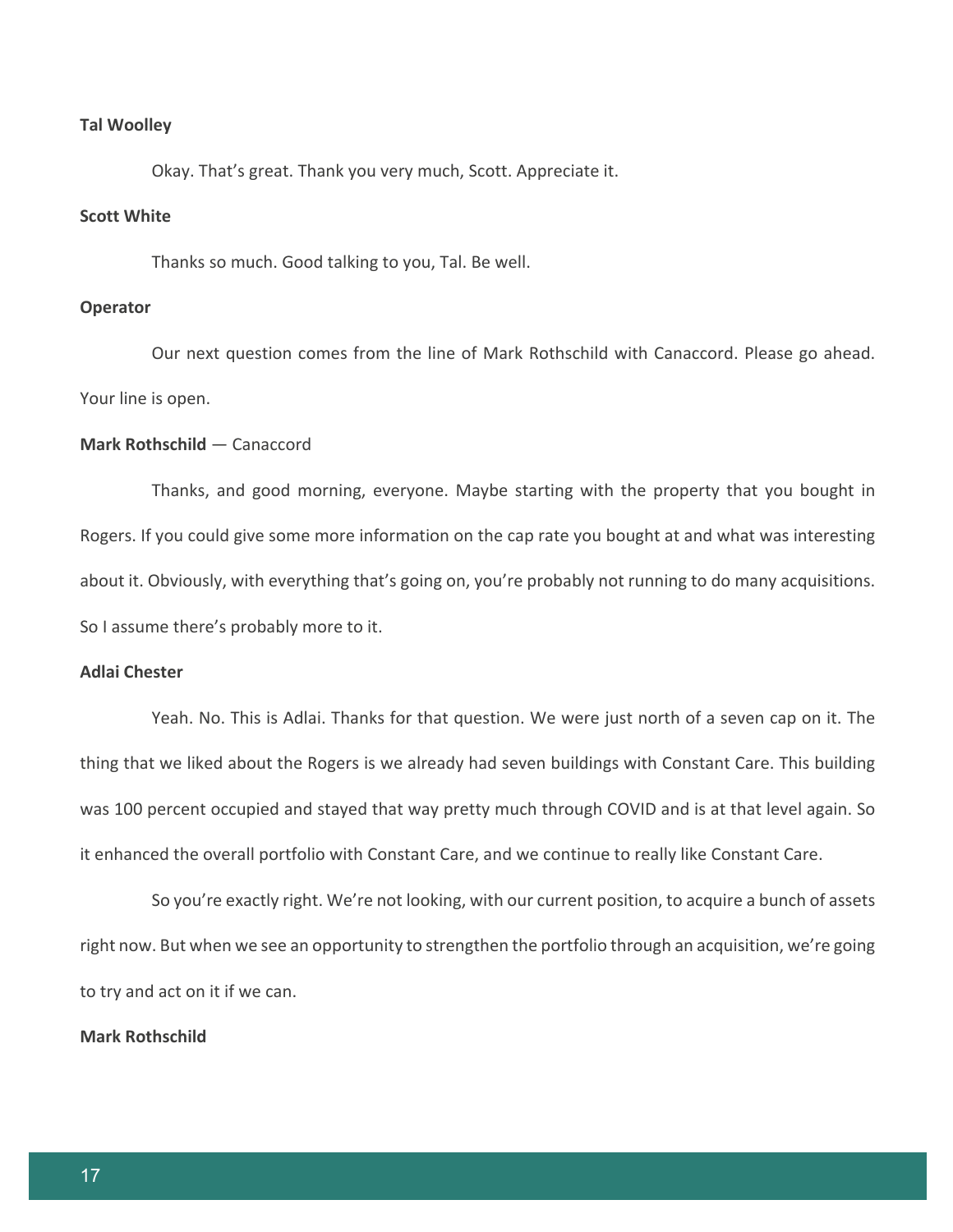**Tal Woolley**

Okay. That's great. Thank you very much, Scott. Appreciate it.

**Scott White**

Thanks so much. Good talking to you, Tal. Be well.

**Operator**

Our next question comes from the line of Mark Rothschild with Canaccord. Please go ahead. Your line is open.

**Mark Rothschild** — Canaccord

Thanks, and good morning, everyone. Maybe starting with the property that you bought in Rogers. If you could give some more information on the cap rate you bought at and what was interesting about it. Obviously, with everything that's going on, you're probably not running to do many acquisitions. So I assume there's probably more to it.

**Adlai Chester**

Yeah. No. This is Adlai. Thanks for that question. We were just north of a seven cap on it. The thing that we liked about the Rogers is we already had seven buildings with Constant Care. This building was 100 percent occupied and stayed that way pretty much through COVID and is at that level again. So it enhanced the overall portfolio with Constant Care, and we continue to really like Constant Care.

So you're exactly right. We're not looking, with our current position, to acquire a bunch of assets right now. But when we see an opportunity to strengthen the portfolio through an acquisition, we're going to try and act on it if we can.

**Mark Rothschild**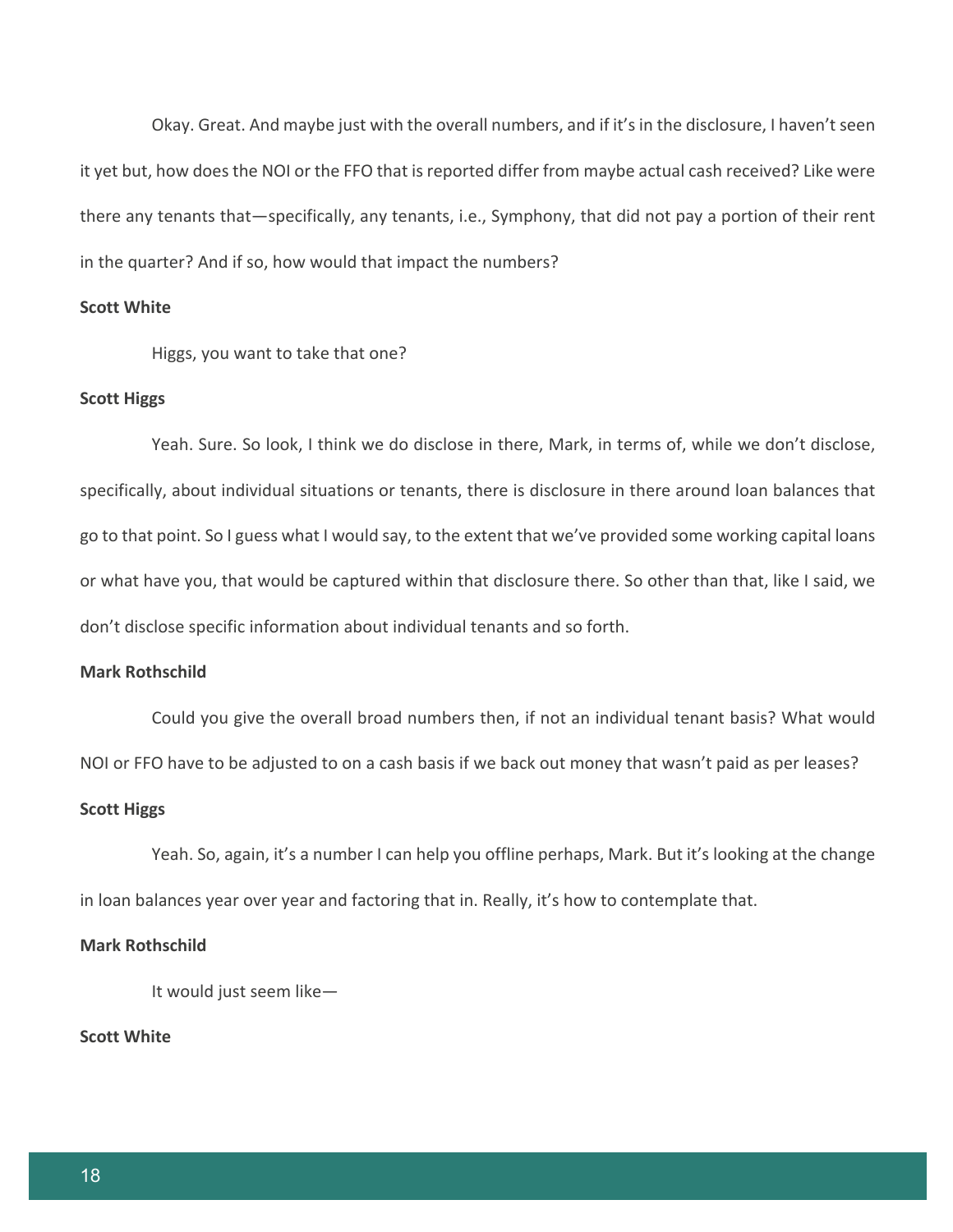Okay. Great. And maybe just with the overall numbers, and if it's in the disclosure, I haven't seen it yet but, how does the NOI or the FFO that is reported differ from maybe actual cash received? Like were there any tenants that—specifically, any tenants, i.e., Symphony, that did not pay a portion of their rent in the quarter? And if so, how would that impact the numbers?

**Scott White**

Higgs, you want to take that one?

**Scott Higgs**

Yeah. Sure. So look, I think we do disclose in there, Mark, in terms of, while we don't disclose, specifically, about individual situations or tenants, there is disclosure in there around loan balances that go to that point. So I guess what I would say, to the extent that we've provided some working capital loans or what have you, that would be captured within that disclosure there. So other than that, like I said, we don't disclose specific information about individual tenants and so forth.

**Mark Rothschild**

Could you give the overall broad numbers then, if not an individual tenant basis? What would NOI or FFO have to be adjusted to on a cash basis if we back out money that wasn't paid as per leases?

**Scott Higgs**

Yeah. So, again, it's a number I can help you offline perhaps, Mark. But it's looking at the change in loan balances year over year and factoring that in. Really, it's how to contemplate that.

**Mark Rothschild**

It would just seem like—

**Scott White**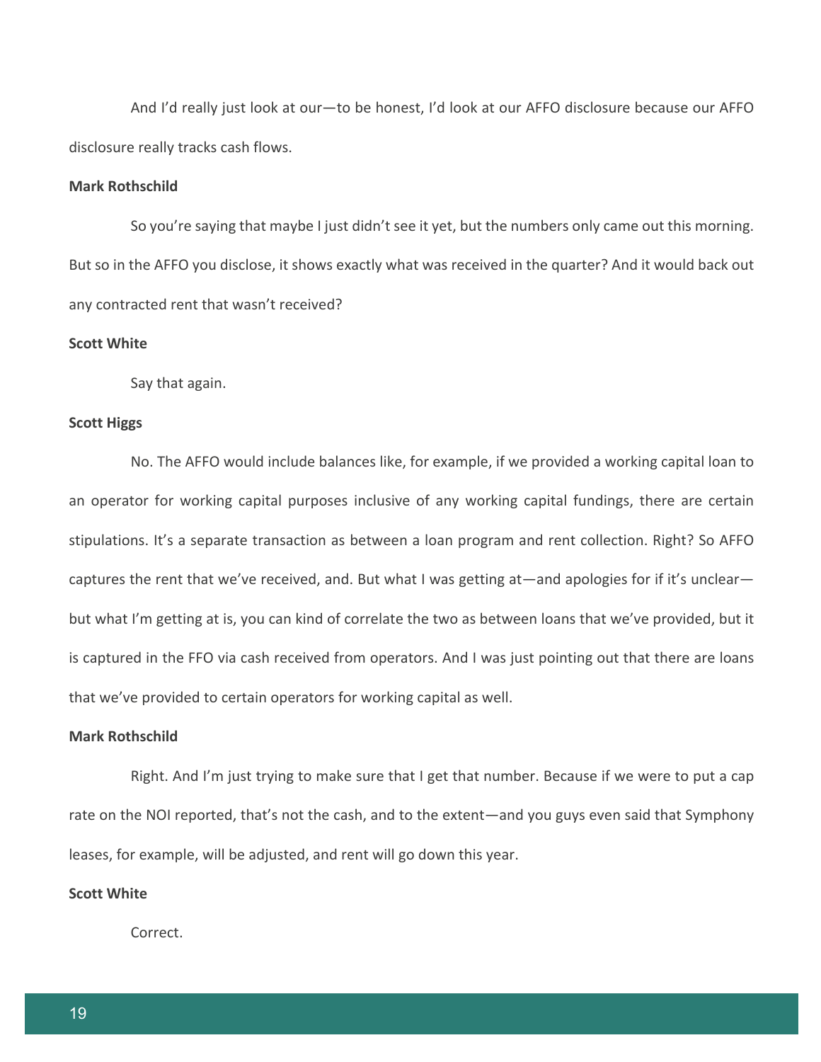And I'd really just look at our—to be honest, I'd look at our AFFO disclosure because our AFFO disclosure really tracks cash flows.

**Mark Rothschild**

So you're saying that maybe I just didn't see it yet, but the numbers only came out this morning. But so in the AFFO you disclose, it shows exactly what was received in the quarter? And it would back out any contracted rent that wasn't received?

**Scott White**

Say that again.

**Scott Higgs**

No. The AFFO would include balances like, for example, if we provided a working capital loan to an operator for working capital purposes inclusive of any working capital fundings, there are certain stipulations. It's a separate transaction as between a loan program and rent collection. Right? So AFFO captures the rent that we've received, and. But what I was getting at—and apologies for if it's unclear—but what I'm getting at is, you can kind of correlate the two as between loans that we've provided, but it is captured in the FFO via cash received from operators. And I was just pointing out that there are loans that we've provided to certain operators for working capital as well.

**Mark Rothschild**

Right. And I'm just trying to make sure that I get that number. Because if we were to put a cap rate on the NOI reported, that's not the cash, and to the extent—and you guys even said that Symphony leases, for example, will be adjusted, and rent will go down this year.

**Scott White**

Correct.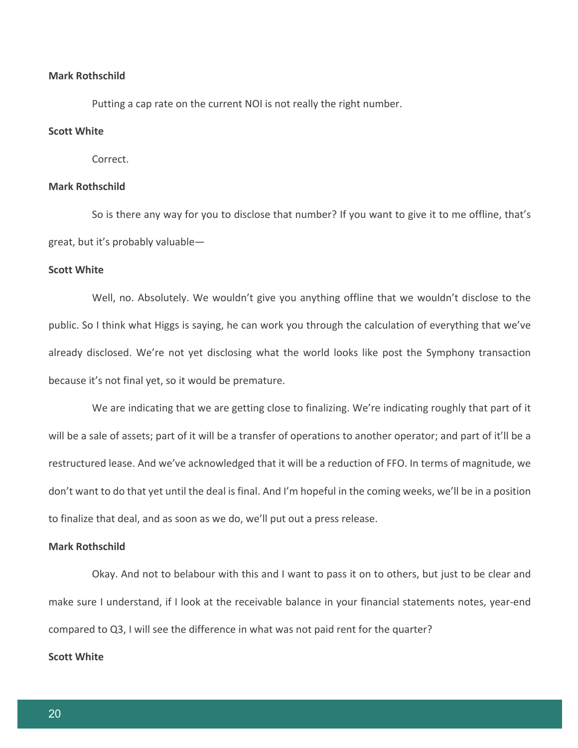**Mark Rothschild**

Putting a cap rate on the current NOI is not really the right number.

**Scott White**

Correct.

**Mark Rothschild**

So is there any way for you to disclose that number? If you want to give it to me offline, that's great, but it's probably valuable—

**Scott White**

Well, no. Absolutely. We wouldn't give you anything offline that we wouldn't disclose to the public. So I think what Higgs is saying, he can work you through the calculation of everything that we've already disclosed. We're not yet disclosing what the world looks like post the Symphony transaction because it's not final yet, so it would be premature.

We are indicating that we are getting close to finalizing. We're indicating roughly that part of it will be a sale of assets; part of it will be a transfer of operations to another operator; and part of it'll be a restructured lease. And we've acknowledged that it will be a reduction of FFO. In terms of magnitude, we don't want to do that yet until the deal is final. And I'm hopeful in the coming weeks, we'll be in a position to finalize that deal, and as soon as we do, we'll put out a press release.

**Mark Rothschild**

Okay. And not to belabour with this and I want to pass it on to others, but just to be clear and make sure I understand, if I look at the receivable balance in your financial statements notes, year-end compared to Q3, I will see the difference in what was not paid rent for the quarter?

**Scott White**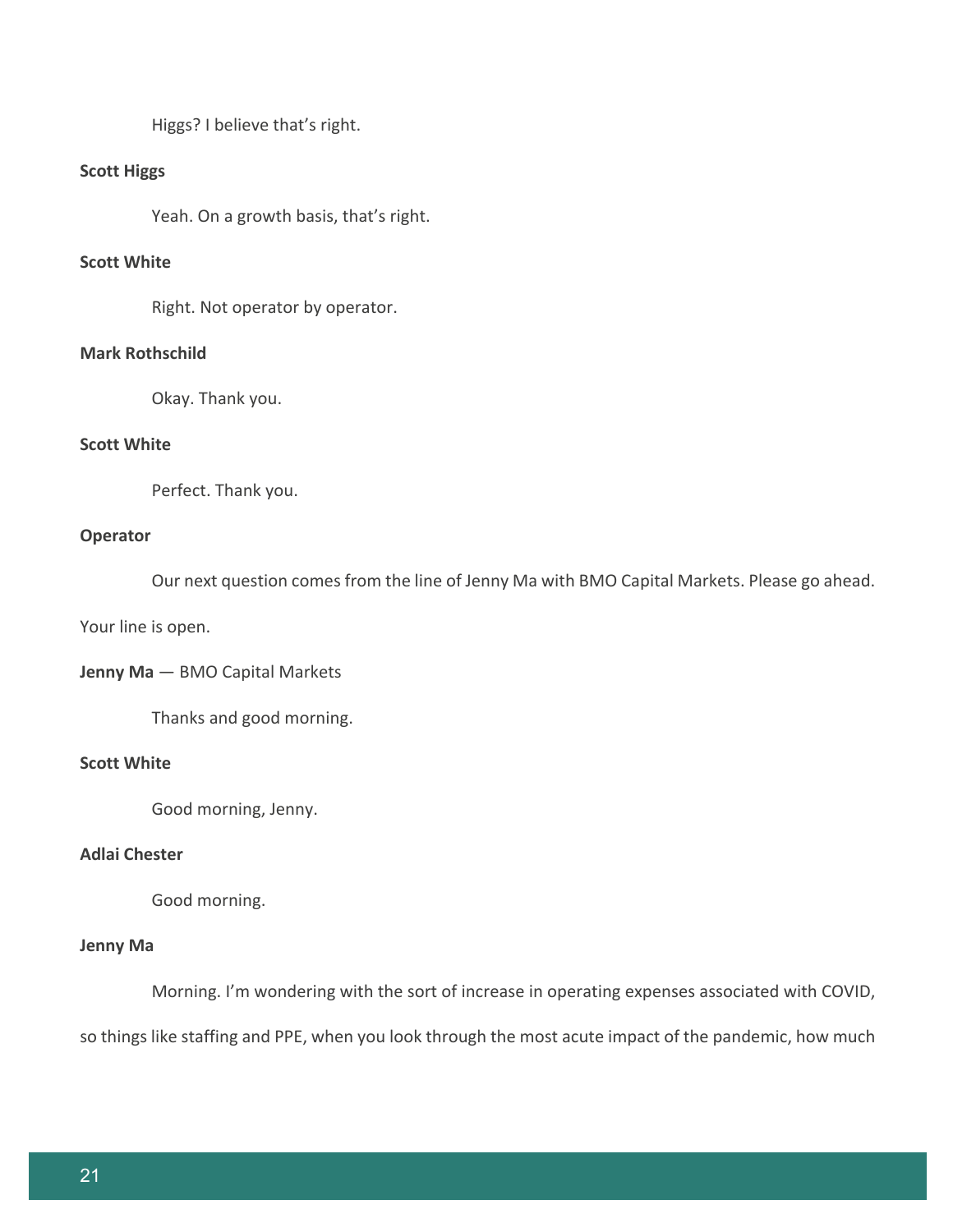Higgs? I believe that's right.

**Scott Higgs**

Yeah. On a growth basis, that's right.

**Scott White**

Right. Not operator by operator.

**Mark Rothschild**

Okay. Thank you.

**Scott White**

Perfect. Thank you.

**Operator**

Our next question comes from the line of Jenny Ma with BMO Capital Markets. Please go ahead. Your line is open.

**Jenny Ma** — BMO Capital Markets

Thanks and good morning.

**Scott White**

Good morning, Jenny.

**Adlai Chester**

Good morning.

**Jenny Ma**

Morning. I'm wondering with the sort of increase in operating expenses associated with COVID, so things like staffing and PPE, when you look through the most acute impact of the pandemic, how much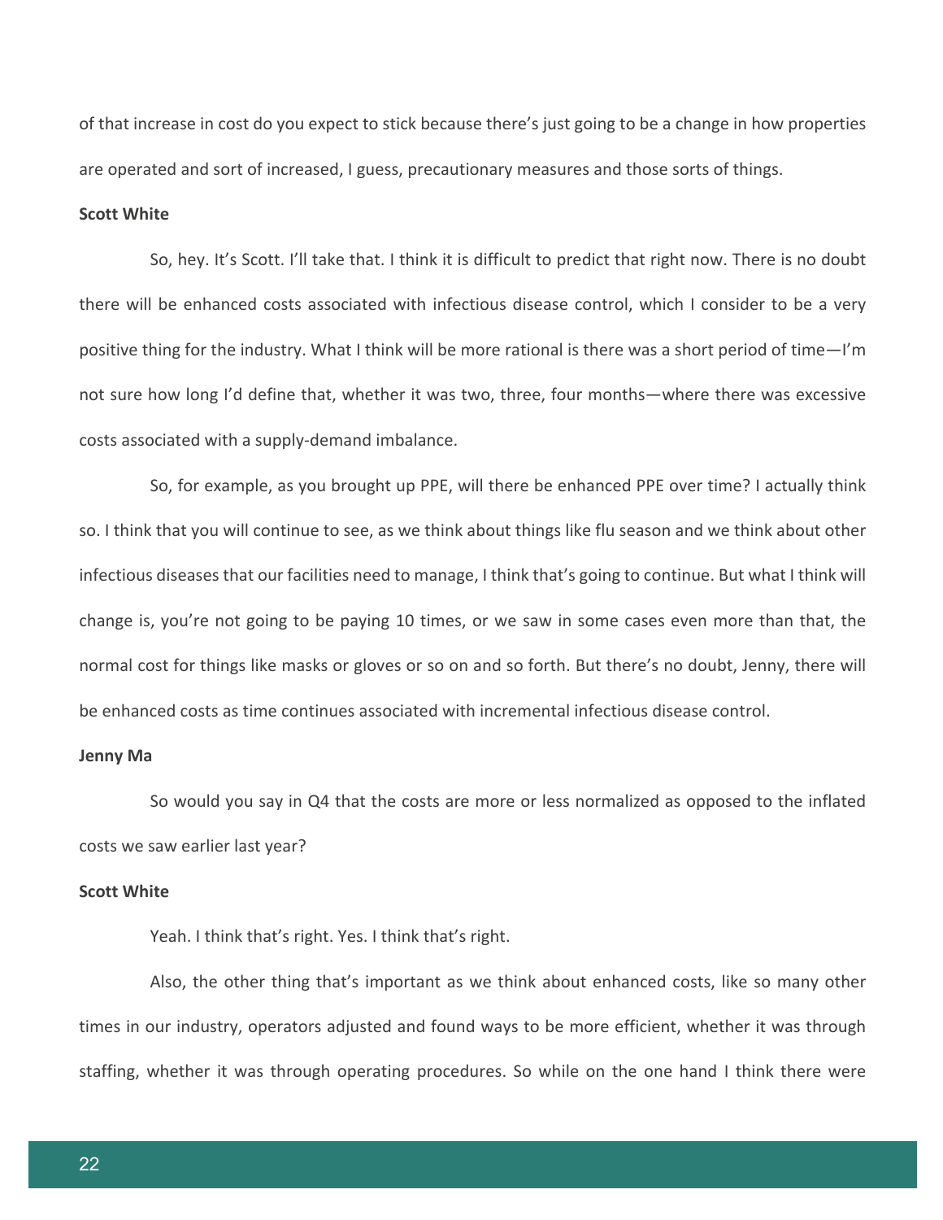of that increase in cost do you expect to stick because there's just going to be a change in how properties are operated and sort of increased, I guess, precautionary measures and those sorts of things.

**Scott White**

So, hey. It's Scott. I'll take that. I think it is difficult to predict that right now. There is no doubt there will be enhanced costs associated with infectious disease control, which I consider to be a very positive thing for the industry. What I think will be more rational is there was a short period of time—I'm not sure how long I'd define that, whether it was two, three, four months—where there was excessive costs associated with a supply-demand imbalance.

So, for example, as you brought up PPE, will there be enhanced PPE over time? I actually think so. I think that you will continue to see, as we think about things like flu season and we think about other infectious diseases that our facilities need to manage, I think that's going to continue. But what I think will change is, you're not going to be paying 10 times, or we saw in some cases even more than that, the normal cost for things like masks or gloves or so on and so forth. But there's no doubt, Jenny, there will be enhanced costs as time continues associated with incremental infectious disease control.

**Jenny Ma**

So would you say in Q4 that the costs are more or less normalized as opposed to the inflated costs we saw earlier last year?

**Scott White**

Yeah. I think that's right. Yes. I think that's right.

Also, the other thing that's important as we think about enhanced costs, like so many other times in our industry, operators adjusted and found ways to be more efficient, whether it was through staffing, whether it was through operating procedures. So while on the one hand I think there were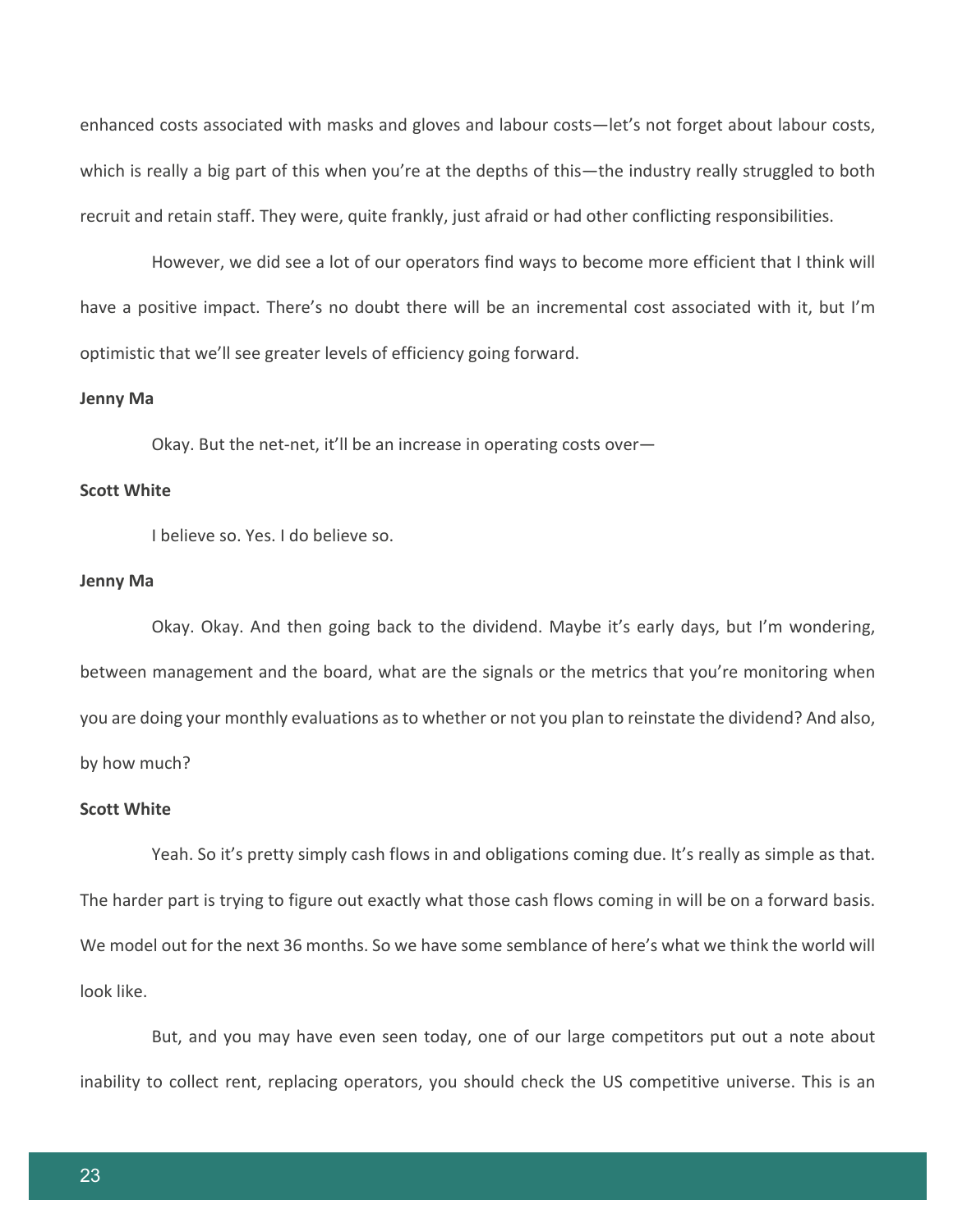enhanced costs associated with masks and gloves and labour costs—let's not forget about labour costs, which is really a big part of this when you're at the depths of this—the industry really struggled to both recruit and retain staff. They were, quite frankly, just afraid or had other conflicting responsibilities.

However, we did see a lot of our operators find ways to become more efficient that I think will have a positive impact. There's no doubt there will be an incremental cost associated with it, but I'm optimistic that we'll see greater levels of efficiency going forward.

**Jenny Ma**

Okay. But the net-net, it'll be an increase in operating costs over—

**Scott White**

I believe so. Yes. I do believe so.

**Jenny Ma**

Okay. Okay. And then going back to the dividend. Maybe it's early days, but I'm wondering, between management and the board, what are the signals or the metrics that you're monitoring when you are doing your monthly evaluations as to whether or not you plan to reinstate the dividend? And also, by how much?

**Scott White**

Yeah. So it's pretty simply cash flows in and obligations coming due. It's really as simple as that. The harder part is trying to figure out exactly what those cash flows coming in will be on a forward basis. We model out for the next 36 months. So we have some semblance of here's what we think the world will look like.

But, and you may have even seen today, one of our large competitors put out a note about inability to collect rent, replacing operators, you should check the US competitive universe. This is an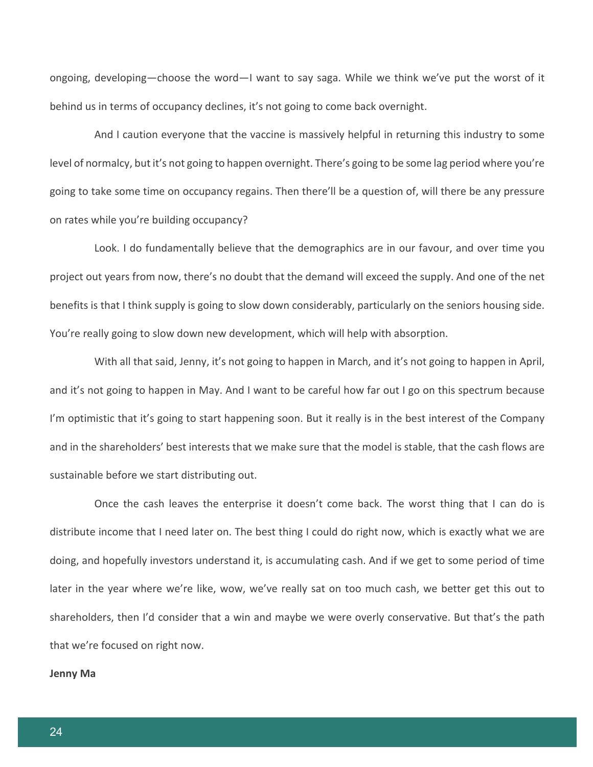ongoing, developing—choose the word—I want to say saga. While we think we've put the worst of it behind us in terms of occupancy declines, it's not going to come back overnight.

And I caution everyone that the vaccine is massively helpful in returning this industry to some level of normalcy, but it's not going to happen overnight. There's going to be some lag period where you're going to take some time on occupancy regains. Then there'll be a question of, will there be any pressure on rates while you're building occupancy?

Look. I do fundamentally believe that the demographics are in our favour, and over time you project out years from now, there's no doubt that the demand will exceed the supply. And one of the net benefits is that I think supply is going to slow down considerably, particularly on the seniors housing side. You're really going to slow down new development, which will help with absorption.

With all that said, Jenny, it's not going to happen in March, and it's not going to happen in April, and it's not going to happen in May. And I want to be careful how far out I go on this spectrum because I'm optimistic that it's going to start happening soon. But it really is in the best interest of the Company and in the shareholders' best interests that we make sure that the model is stable, that the cash flows are sustainable before we start distributing out.

Once the cash leaves the enterprise it doesn't come back. The worst thing that I can do is distribute income that I need later on. The best thing I could do right now, which is exactly what we are doing, and hopefully investors understand it, is accumulating cash. And if we get to some period of time later in the year where we're like, wow, we've really sat on too much cash, we better get this out to shareholders, then I'd consider that a win and maybe we were overly conservative. But that's the path that we're focused on right now.

**Jenny Ma**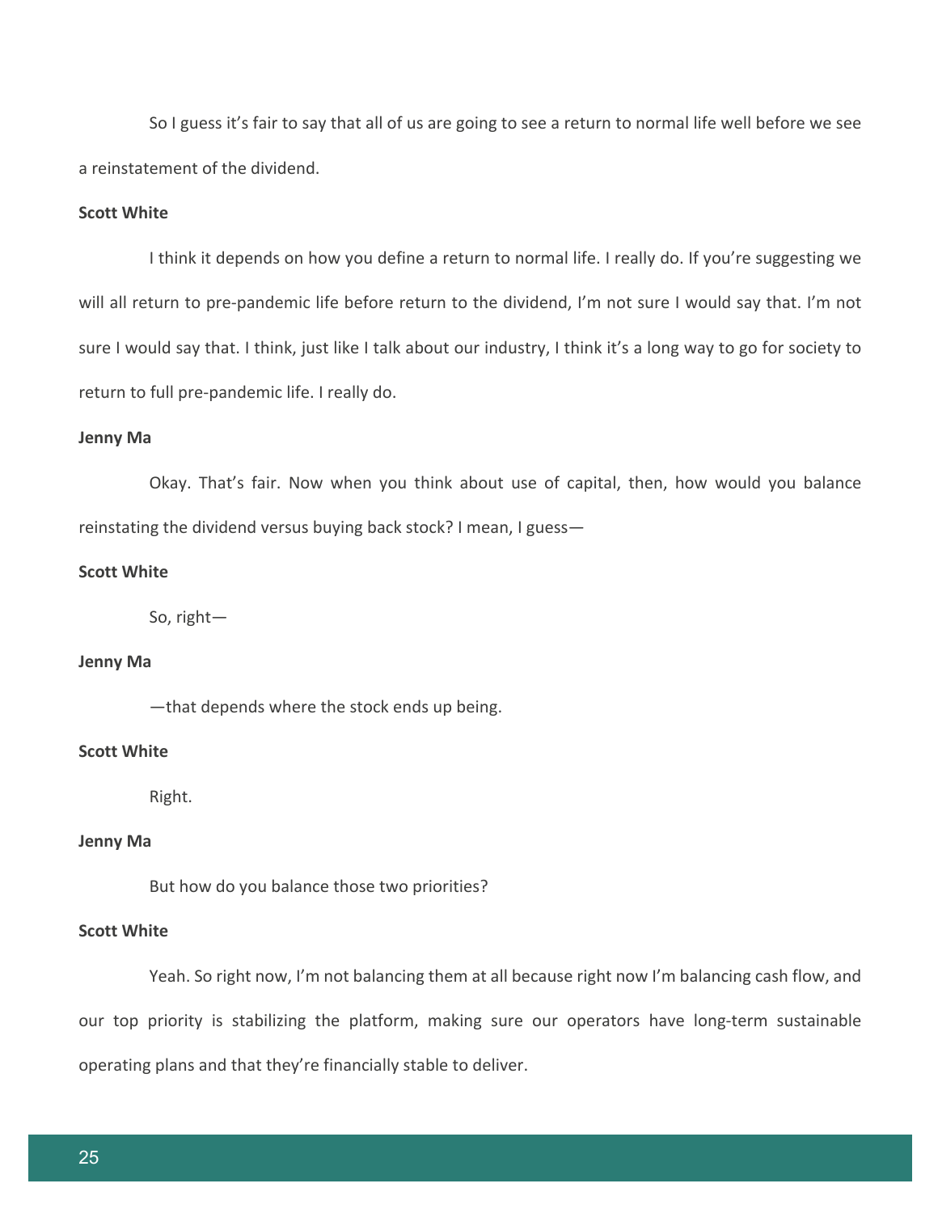So I guess it's fair to say that all of us are going to see a return to normal life well before we see a reinstatement of the dividend.

**Scott White**

I think it depends on how you define a return to normal life. I really do. If you're suggesting we will all return to pre-pandemic life before return to the dividend, I'm not sure I would say that. I'm not sure I would say that. I think, just like I talk about our industry, I think it's a long way to go for society to return to full pre-pandemic life. I really do.

**Jenny Ma**

Okay. That's fair. Now when you think about use of capital, then, how would you balance reinstating the dividend versus buying back stock? I mean, I guess—

**Scott White**

So, right—

**Jenny Ma**

—that depends where the stock ends up being.

**Scott White**

Right.

**Jenny Ma**

But how do you balance those two priorities?

**Scott White**

Yeah. So right now, I'm not balancing them at all because right now I'm balancing cash flow, and our top priority is stabilizing the platform, making sure our operators have long-term sustainable operating plans and that they're financially stable to deliver.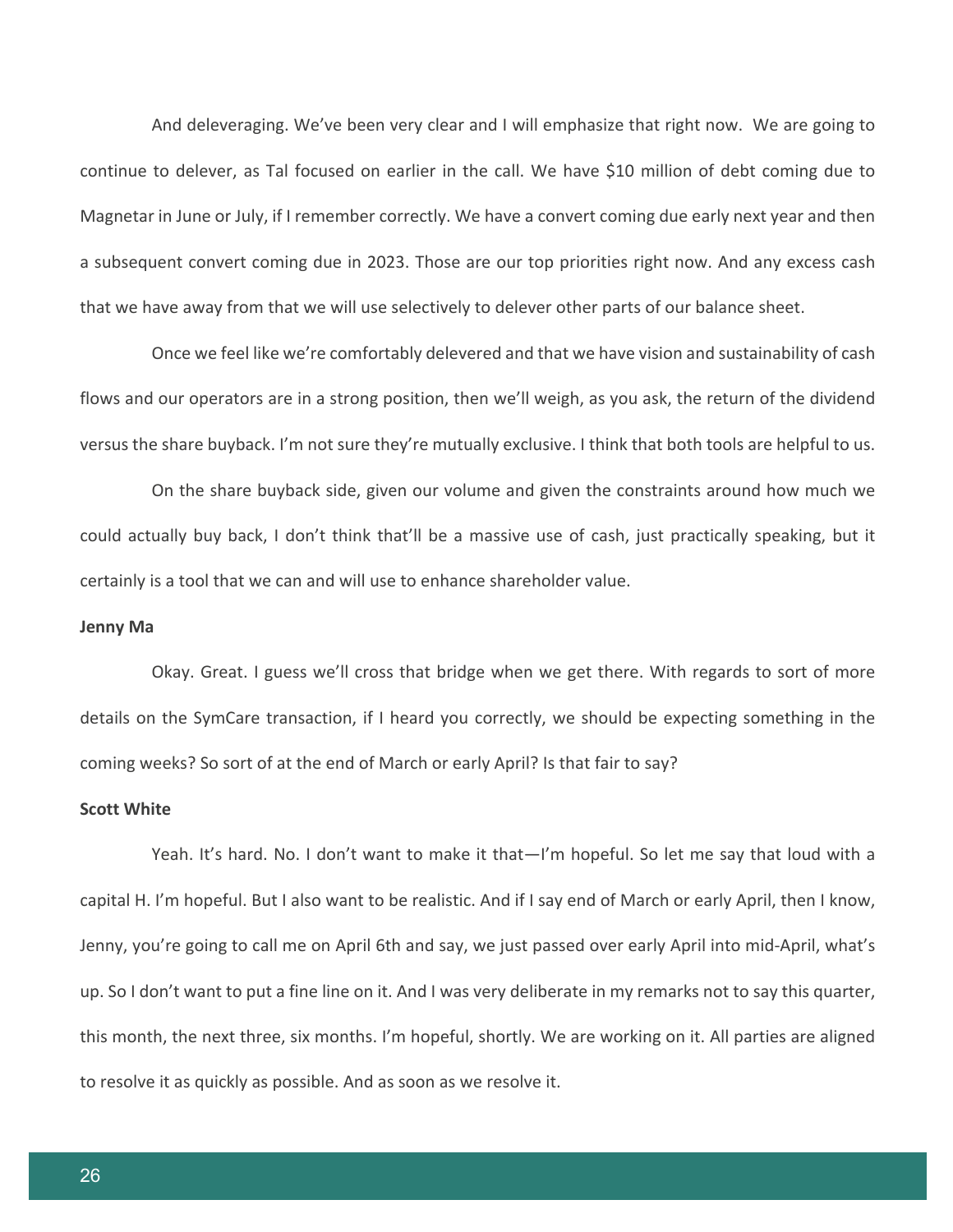And deleveraging. We've been very clear and I will emphasize that right now. We are going to continue to delever, as Tal focused on earlier in the call. We have $10 million of debt coming due to Magnetar in June or July, if I remember correctly. We have a convert coming due early next year and then a subsequent convert coming due in 2023. Those are our top priorities right now. And any excess cash that we have away from that we will use selectively to delever other parts of our balance sheet.

Once we feel like we're comfortably delevered and that we have vision and sustainability of cash flows and our operators are in a strong position, then we'll weigh, as you ask, the return of the dividend versus the share buyback. I'm not sure they're mutually exclusive. I think that both tools are helpful to us.

On the share buyback side, given our volume and given the constraints around how much we could actually buy back, I don't think that'll be a massive use of cash, just practically speaking, but it certainly is a tool that we can and will use to enhance shareholder value.

**Jenny Ma**

Okay. Great. I guess we'll cross that bridge when we get there. With regards to sort of more details on the SymCare transaction, if I heard you correctly, we should be expecting something in the coming weeks? So sort of at the end of March or early April? Is that fair to say?

**Scott White**

Yeah. It's hard. No. I don't want to make it that—I'm hopeful. So let me say that loud with a capital H. I'm hopeful. But I also want to be realistic. And if I say end of March or early April, then I know, Jenny, you're going to call me on April 6th and say, we just passed over early April into mid-April, what's up. So I don't want to put a fine line on it. And I was very deliberate in my remarks not to say this quarter, this month, the next three, six months. I'm hopeful, shortly. We are working on it. All parties are aligned to resolve it as quickly as possible. And as soon as we resolve it.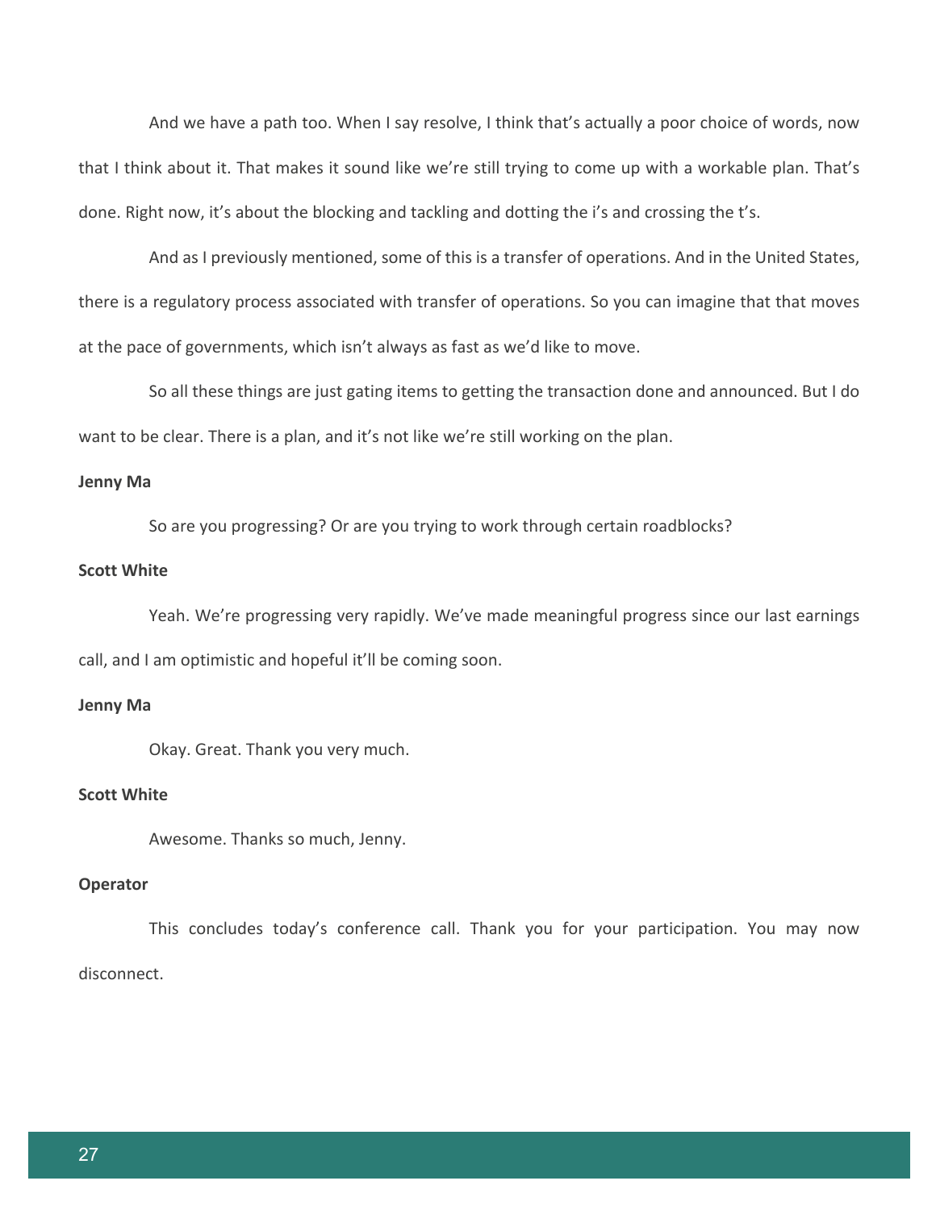And we have a path too. When I say resolve, I think that's actually a poor choice of words, now that I think about it. That makes it sound like we're still trying to come up with a workable plan. That's done. Right now, it's about the blocking and tackling and dotting the i's and crossing the t's.

And as I previously mentioned, some of this is a transfer of operations. And in the United States, there is a regulatory process associated with transfer of operations. So you can imagine that that moves at the pace of governments, which isn't always as fast as we'd like to move.

So all these things are just gating items to getting the transaction done and announced. But I do want to be clear. There is a plan, and it's not like we're still working on the plan.

**Jenny Ma**

So are you progressing? Or are you trying to work through certain roadblocks?

**Scott White**

Yeah. We're progressing very rapidly. We've made meaningful progress since our last earnings call, and I am optimistic and hopeful it'll be coming soon.

**Jenny Ma**

Okay. Great. Thank you very much.

**Scott White**

Awesome. Thanks so much, Jenny.

**Operator**

This concludes today's conference call. Thank you for your participation. You may now disconnect.